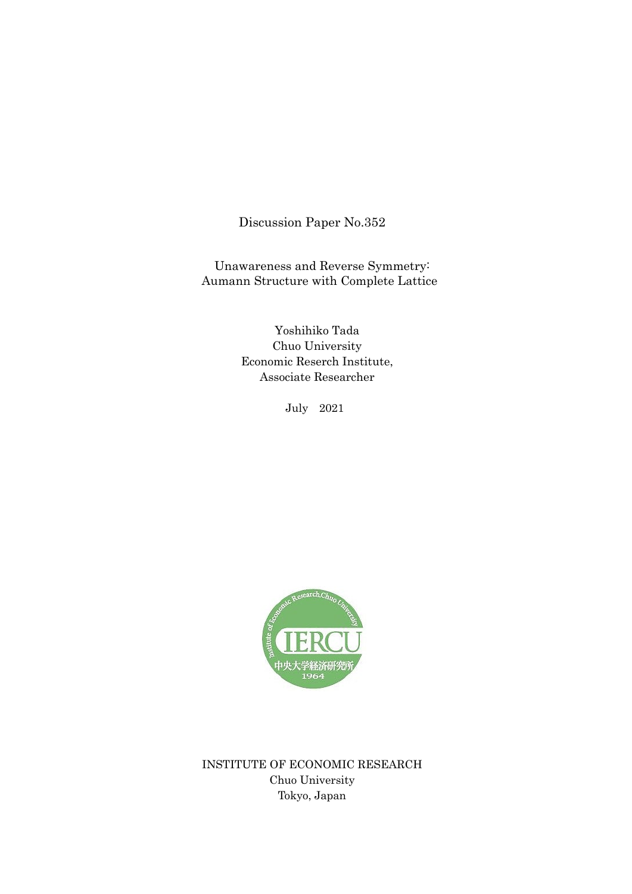Discussion Paper No.352

# Unawareness and Reverse Symmetry: Aumann Structure with Complete Lattice

Yoshihiko Tada
Chuo University
Economic Reserch Institute,
Associate Researcher

July 2021

INSTITUTE OF ECONOMIC RESEARCH
Chuo University
Tokyo, Japan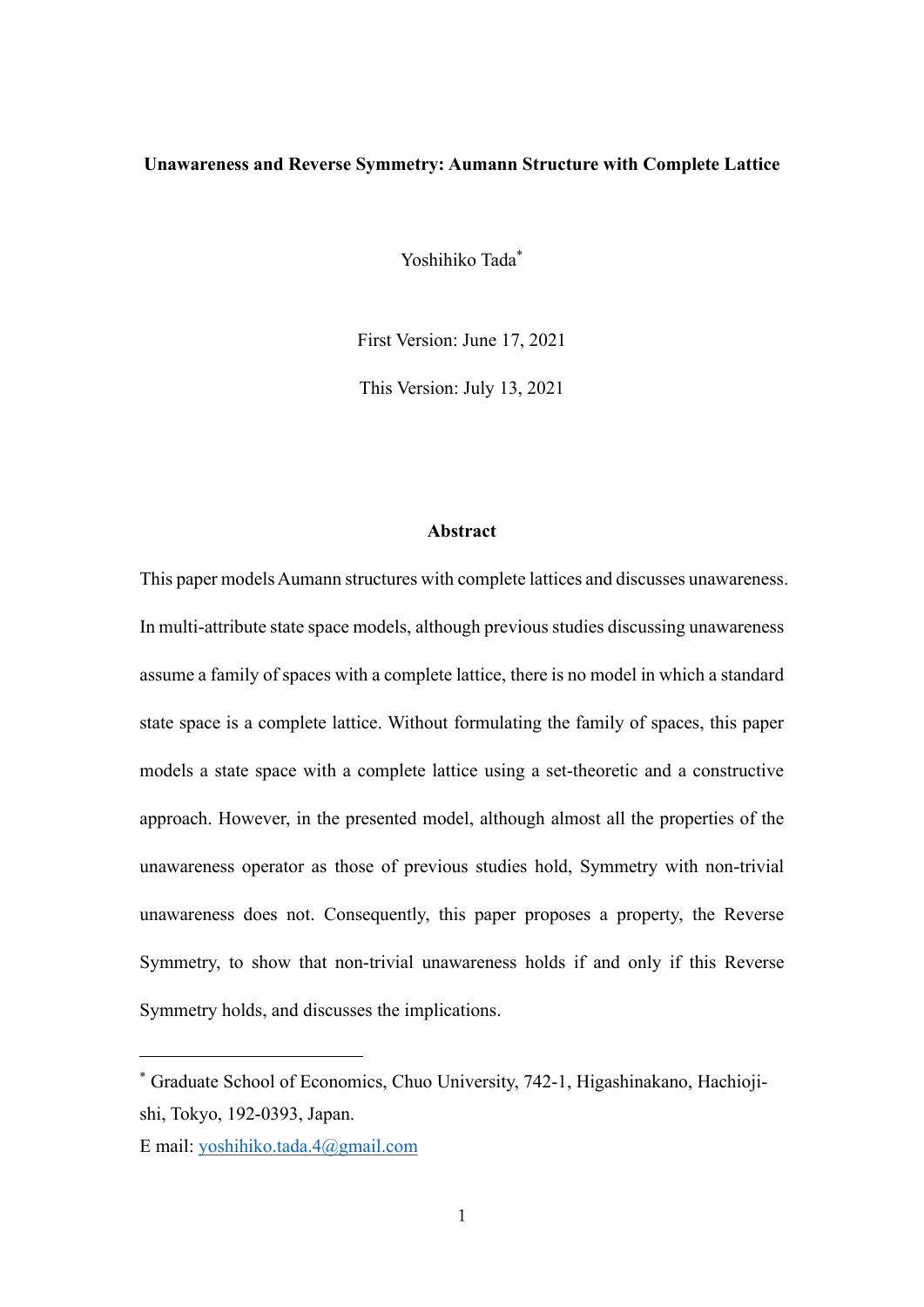**Unawareness and Reverse Symmetry: Aumann Structure with Complete Lattice**

Yoshihiko Tada[*]

First Version: June 17, 2021

This Version: July 13, 2021

**Abstract**

This paper models Aumann structures with complete lattices and discusses unawareness. In multi-attribute state space models, although previous studies discussing unawareness assume a family of spaces with a complete lattice, there is no model in which a standard state space is a complete lattice. Without formulating the family of spaces, this paper models a state space with a complete lattice using a set-theoretic and a constructive approach. However, in the presented model, although almost all the properties of the unawareness operator as those of previous studies hold, Symmetry with non-trivial unawareness does not. Consequently, this paper proposes a property, the Reverse Symmetry, to show that non-trivial unawareness holds if and only if this Reverse Symmetry holds, and discusses the implications.

---

[*] Graduate School of Economics, Chuo University, 742-1, Higashinakano, Hachioji-shi, Tokyo, 192-0393, Japan.

E mail: yoshihiko.tada.4@gmail.com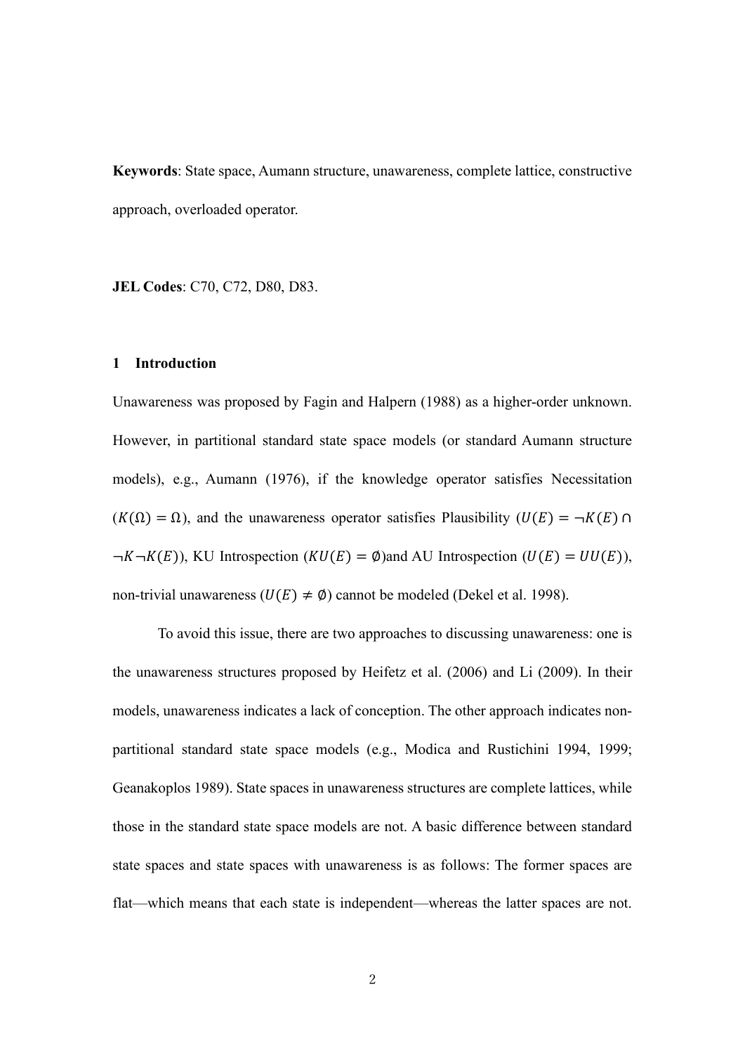**Keywords**: State space, Aumann structure, unawareness, complete lattice, constructive approach, overloaded operator.

**JEL Codes**: C70, C72, D80, D83.

## 1 Introduction

Unawareness was proposed by Fagin and Halpern (1988) as a higher-order unknown. However, in partitional standard state space models (or standard Aumann structure models), e.g., Aumann (1976), if the knowledge operator satisfies Necessitation ($K(\Omega) = \Omega$), and the unawareness operator satisfies Plausibility ($U(E) = \neg K(E) \cap \neg K \neg K(E)$), KU Introspection ($KU(E) = \emptyset$)and AU Introspection ($U(E) = UU(E)$), non-trivial unawareness ($U(E) \neq \emptyset$) cannot be modeled (Dekel et al. 1998).

To avoid this issue, there are two approaches to discussing unawareness: one is the unawareness structures proposed by Heifetz et al. (2006) and Li (2009). In their models, unawareness indicates a lack of conception. The other approach indicates non-partitional standard state space models (e.g., Modica and Rustichini 1994, 1999; Geanakoplos 1989). State spaces in unawareness structures are complete lattices, while those in the standard state space models are not. A basic difference between standard state spaces and state spaces with unawareness is as follows: The former spaces are flat—which means that each state is independent—whereas the latter spaces are not.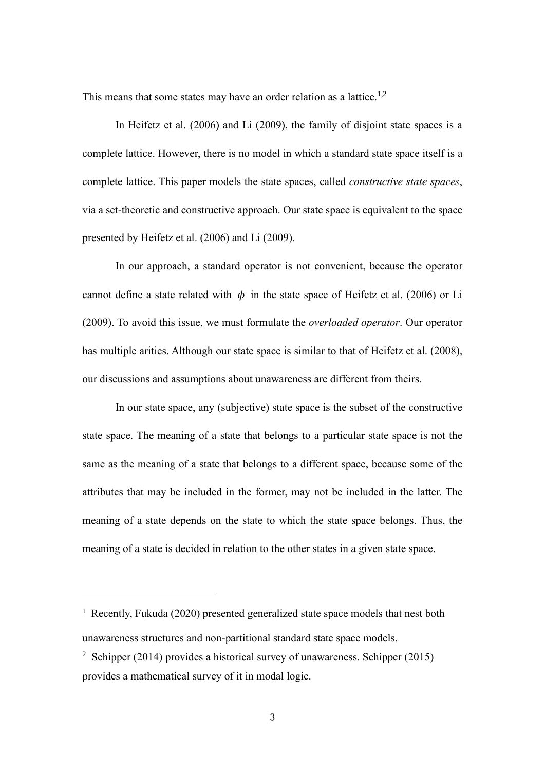This means that some states may have an order relation as a lattice.[1,2]

In Heifetz et al. (2006) and Li (2009), the family of disjoint state spaces is a complete lattice. However, there is no model in which a standard state space itself is a complete lattice. This paper models the state spaces, called *constructive state spaces*, via a set-theoretic and constructive approach. Our state space is equivalent to the space presented by Heifetz et al. (2006) and Li (2009).

In our approach, a standard operator is not convenient, because the operator cannot define a state related with $\phi$ in the state space of Heifetz et al. (2006) or Li (2009). To avoid this issue, we must formulate the *overloaded operator*. Our operator has multiple arities. Although our state space is similar to that of Heifetz et al. (2008), our discussions and assumptions about unawareness are different from theirs.

In our state space, any (subjective) state space is the subset of the constructive state space. The meaning of a state that belongs to a particular state space is not the same as the meaning of a state that belongs to a different space, because some of the attributes that may be included in the former, may not be included in the latter. The meaning of a state depends on the state to which the state space belongs. Thus, the meaning of a state is decided in relation to the other states in a given state space.

---

[1] Recently, Fukuda (2020) presented generalized state space models that nest both unawareness structures and non-partitional standard state space models.

[2] Schipper (2014) provides a historical survey of unawareness. Schipper (2015) provides a mathematical survey of it in modal logic.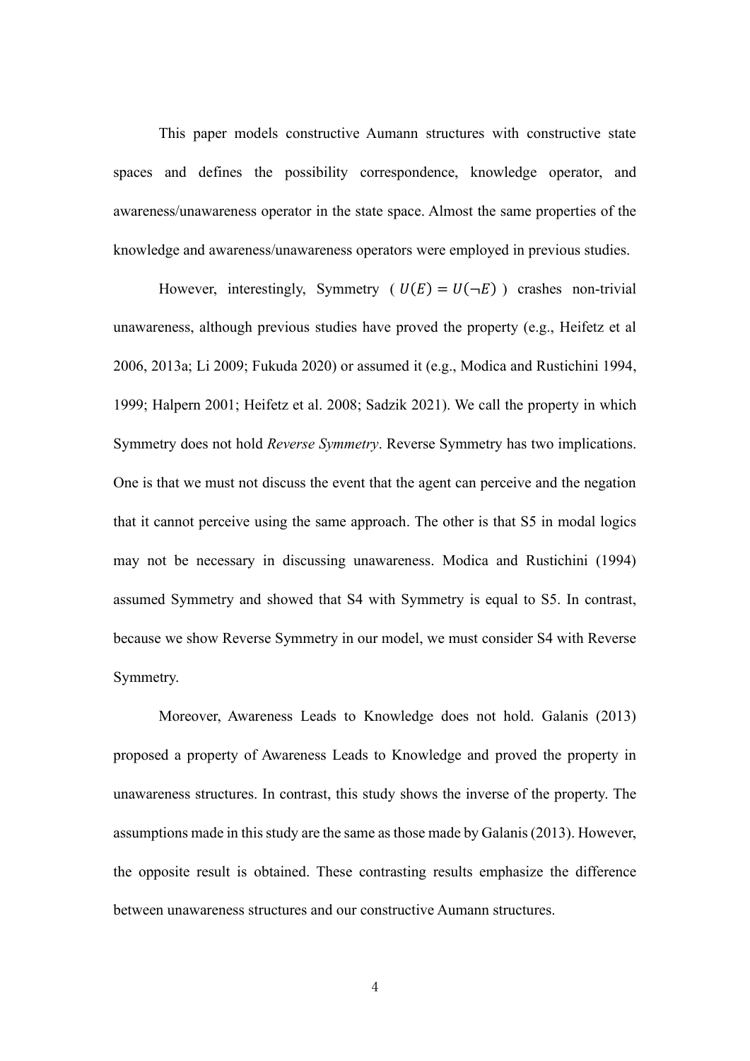This paper models constructive Aumann structures with constructive state spaces and defines the possibility correspondence, knowledge operator, and awareness/unawareness operator in the state space. Almost the same properties of the knowledge and awareness/unawareness operators were employed in previous studies.

However, interestingly, Symmetry ( $U(E) = U(\neg E)$ ) crashes non-trivial unawareness, although previous studies have proved the property (e.g., Heifetz et al 2006, 2013a; Li 2009; Fukuda 2020) or assumed it (e.g., Modica and Rustichini 1994, 1999; Halpern 2001; Heifetz et al. 2008; Sadzik 2021). We call the property in which Symmetry does not hold *Reverse Symmetry*. Reverse Symmetry has two implications. One is that we must not discuss the event that the agent can perceive and the negation that it cannot perceive using the same approach. The other is that S5 in modal logics may not be necessary in discussing unawareness. Modica and Rustichini (1994) assumed Symmetry and showed that S4 with Symmetry is equal to S5. In contrast, because we show Reverse Symmetry in our model, we must consider S4 with Reverse Symmetry.

Moreover, Awareness Leads to Knowledge does not hold. Galanis (2013) proposed a property of Awareness Leads to Knowledge and proved the property in unawareness structures. In contrast, this study shows the inverse of the property. The assumptions made in this study are the same as those made by Galanis (2013). However, the opposite result is obtained. These contrasting results emphasize the difference between unawareness structures and our constructive Aumann structures.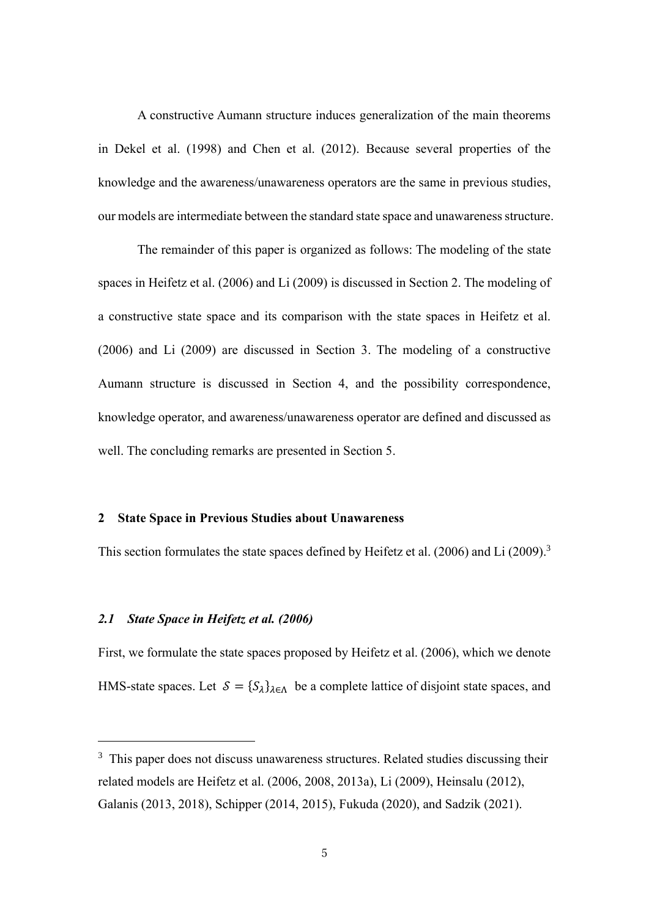A constructive Aumann structure induces generalization of the main theorems in Dekel et al. (1998) and Chen et al. (2012). Because several properties of the knowledge and the awareness/unawareness operators are the same in previous studies, our models are intermediate between the standard state space and unawareness structure.

The remainder of this paper is organized as follows: The modeling of the state spaces in Heifetz et al. (2006) and Li (2009) is discussed in Section 2. The modeling of a constructive state space and its comparison with the state spaces in Heifetz et al. (2006) and Li (2009) are discussed in Section 3. The modeling of a constructive Aumann structure is discussed in Section 4, and the possibility correspondence, knowledge operator, and awareness/unawareness operator are defined and discussed as well. The concluding remarks are presented in Section 5.

## 2 State Space in Previous Studies about Unawareness

This section formulates the state spaces defined by Heifetz et al. (2006) and Li (2009).[3]

### *2.1 State Space in Heifetz et al. (2006)*

First, we formulate the state spaces proposed by Heifetz et al. (2006), which we denote HMS-state spaces. Let $\mathcal{S} = \{S_\lambda\}_{\lambda \in \Lambda}$ be a complete lattice of disjoint state spaces, and

[3] This paper does not discuss unawareness structures. Related studies discussing their related models are Heifetz et al. (2006, 2008, 2013a), Li (2009), Heinsalu (2012), Galanis (2013, 2018), Schipper (2014, 2015), Fukuda (2020), and Sadzik (2021).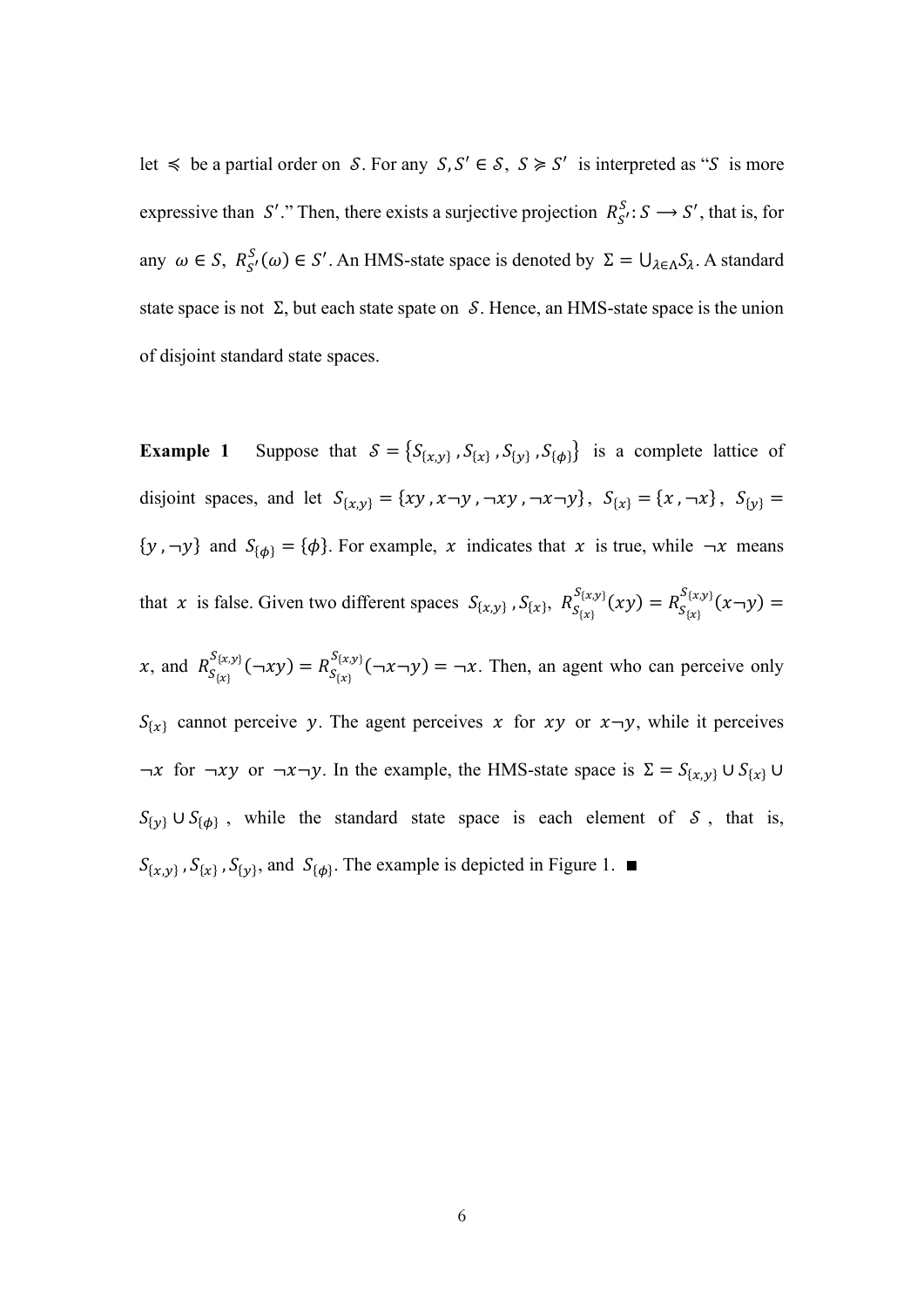let $\preccurlyeq$ be a partial order on $\mathcal{S}$. For any $S, S' \in \mathcal{S}$, $S \succcurlyeq S'$ is interpreted as "$S$ is more expressive than $S'$." Then, there exists a surjective projection $R^{S}_{S'}: S \longrightarrow S'$, that is, for any $\omega \in S$, $R^{S}_{S'}(\omega) \in S'$. An HMS-state space is denoted by $\Sigma = \bigcup_{\lambda \in \Lambda} S_{\lambda}$. A standard state space is not $\Sigma$, but each state spate on $\mathcal{S}$. Hence, an HMS-state space is the union of disjoint standard state spaces.

**Example 1** Suppose that $\mathcal{S} = \{S_{\{x,y\}}, S_{\{x\}}, S_{\{y\}}, S_{\{\phi\}}\}$ is a complete lattice of disjoint spaces, and let $S_{\{x,y\}} = \{xy, x\neg y, \neg xy, \neg x\neg y\}$, $S_{\{x\}} = \{x, \neg x\}$, $S_{\{y\}} = \{y, \neg y\}$ and $S_{\{\phi\}} = \{\phi\}$. For example, $x$ indicates that $x$ is true, while $\neg x$ means that $x$ is false. Given two different spaces $S_{\{x,y\}}, S_{\{x\}}$, $R^{S_{\{x,y\}}}_{S_{\{x\}}}(xy) = R^{S_{\{x,y\}}}_{S_{\{x\}}}(x\neg y) = x$, and $R^{S_{\{x,y\}}}_{S_{\{x\}}}(\neg xy) = R^{S_{\{x,y\}}}_{S_{\{x\}}}(\neg x\neg y) = \neg x$. Then, an agent who can perceive only $S_{\{x\}}$ cannot perceive $y$. The agent perceives $x$ for $xy$ or $x\neg y$, while it perceives $\neg x$ for $\neg xy$ or $\neg x\neg y$. In the example, the HMS-state space is $\Sigma = S_{\{x,y\}} \cup S_{\{x\}} \cup S_{\{y\}} \cup S_{\{\phi\}}$, while the standard state space is each element of $\mathcal{S}$, that is, $S_{\{x,y\}}, S_{\{x\}}, S_{\{y\}}$, and $S_{\{\phi\}}$. The example is depicted in Figure 1. ■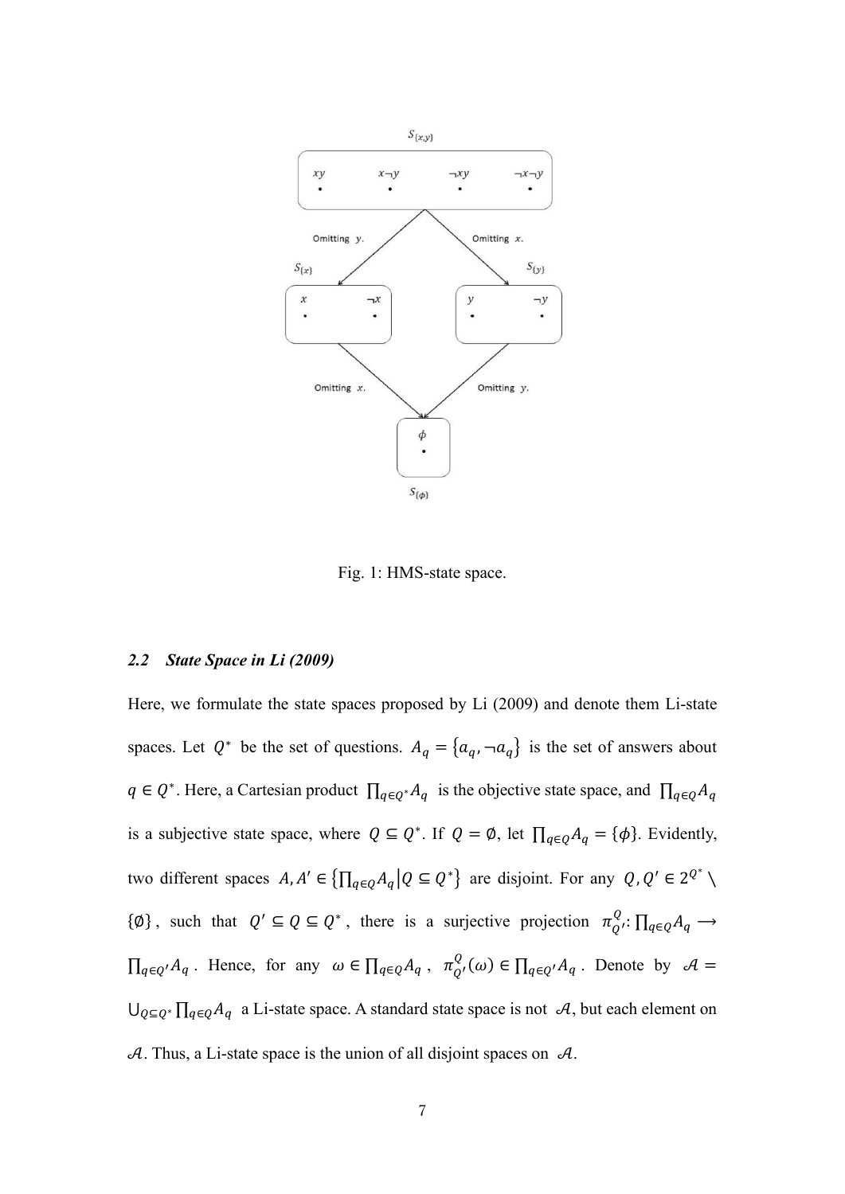$S_{\{x,y\}}$

$xy$ $x\neg y$ $\neg xy$ $\neg x\neg y$

Omitting $y$.

Omitting $x$.

$S_{\{x\}}$

$S_{\{y\}}$

$x$ $\neg x$

$y$ $\neg y$

Omitting $x$.

Omitting $y$.

$\phi$

$S_{\{\phi\}}$

Fig. 1: HMS-state space.

### *2.2 State Space in Li (2009)*

Here, we formulate the state spaces proposed by Li (2009) and denote them Li-state spaces. Let $Q^*$ be the set of questions. $A_q = \{a_q, \neg a_q\}$ is the set of answers about $q \in Q^*$. Here, a Cartesian product $\prod_{q \in Q^*} A_q$ is the objective state space, and $\prod_{q \in Q} A_q$ is a subjective state space, where $Q \subseteq Q^*$. If $Q = \emptyset$, let $\prod_{q \in Q} A_q = \{\phi\}$. Evidently, two different spaces $A, A' \in \{\prod_{q \in Q} A_q | Q \subseteq Q^*\}$ are disjoint. For any $Q, Q' \in 2^{Q^*} \setminus \{\emptyset\}$, such that $Q' \subseteq Q \subseteq Q^*$, there is a surjective projection $\pi_{Q'}^{Q}: \prod_{q \in Q} A_q \longrightarrow \prod_{q \in Q'} A_q$. Hence, for any $\omega \in \prod_{q \in Q} A_q$, $\pi_{Q'}^{Q}(\omega) \in \prod_{q \in Q'} A_q$. Denote by $\mathcal{A} = \bigcup_{Q \subseteq Q^*} \prod_{q \in Q} A_q$ a Li-state space. A standard state space is not $\mathcal{A}$, but each element on $\mathcal{A}$. Thus, a Li-state space is the union of all disjoint spaces on $\mathcal{A}$.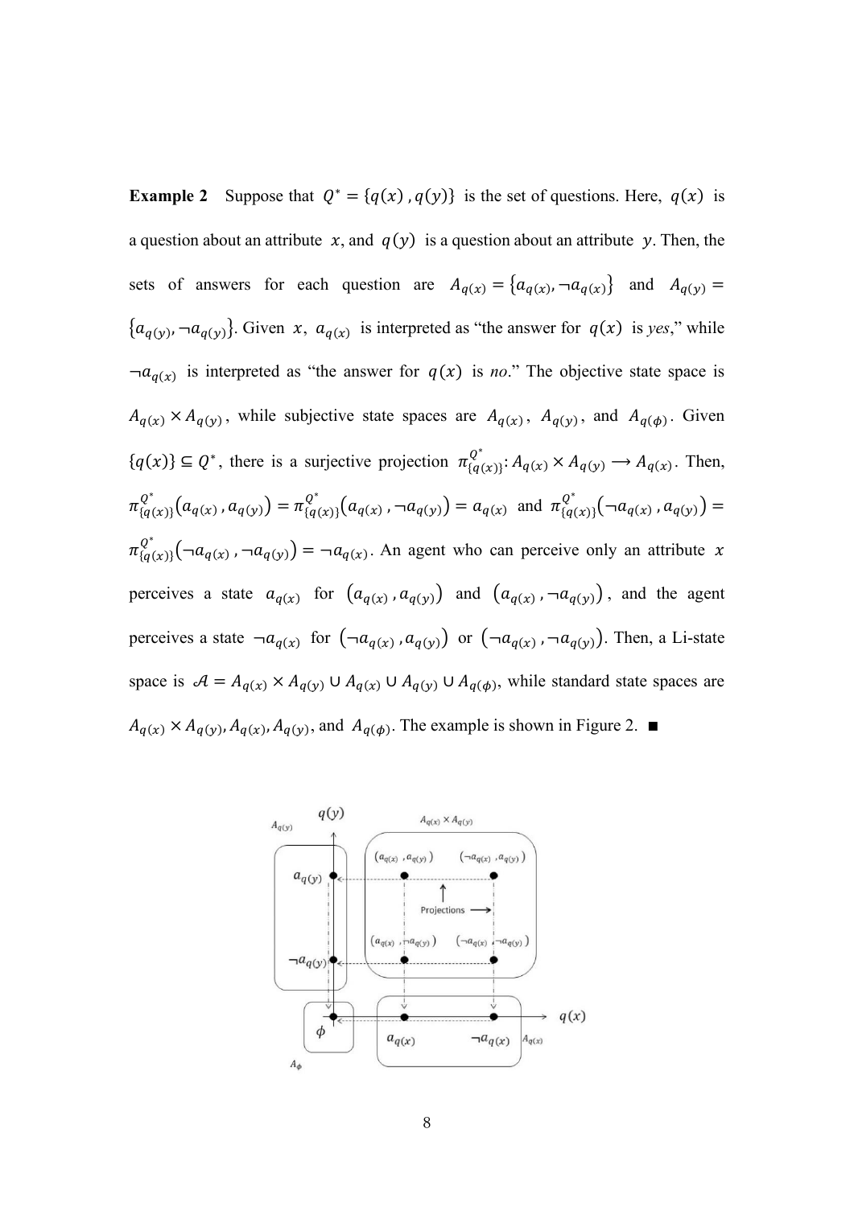**Example 2** Suppose that $Q^* = \{q(x), q(y)\}$ is the set of questions. Here, $q(x)$ is a question about an attribute $x$, and $q(y)$ is a question about an attribute $y$. Then, the sets of answers for each question are $A_{q(x)} = \{a_{q(x)}, \neg a_{q(x)}\}$ and $A_{q(y)} = \{a_{q(y)}, \neg a_{q(y)}\}$. Given $x$, $a_{q(x)}$ is interpreted as "the answer for $q(x)$ is *yes*," while $\neg a_{q(x)}$ is interpreted as "the answer for $q(x)$ is *no*." The objective state space is $A_{q(x)} \times A_{q(y)}$, while subjective state spaces are $A_{q(x)}$, $A_{q(y)}$, and $A_{q(\phi)}$. Given $\{q(x)\} \subseteq Q^*$, there is a surjective projection $\pi^{Q^*}_{\{q(x)\}}: A_{q(x)} \times A_{q(y)} \longrightarrow A_{q(x)}$. Then, $\pi^{Q^*}_{\{q(x)\}}(a_{q(x)}, a_{q(y)}) = \pi^{Q^*}_{\{q(x)\}}(a_{q(x)}, \neg a_{q(y)}) = a_{q(x)}$ and $\pi^{Q^*}_{\{q(x)\}}(\neg a_{q(x)}, a_{q(y)}) = \pi^{Q^*}_{\{q(x)\}}(\neg a_{q(x)}, \neg a_{q(y)}) = \neg a_{q(x)}$. An agent who can perceive only an attribute $x$ perceives a state $a_{q(x)}$ for $(a_{q(x)}, a_{q(y)})$ and $(a_{q(x)}, \neg a_{q(y)})$, and the agent perceives a state $\neg a_{q(x)}$ for $(\neg a_{q(x)}, a_{q(y)})$ or $(\neg a_{q(x)}, \neg a_{q(y)})$. Then, a Li-state space is $\mathcal{A} = A_{q(x)} \times A_{q(y)} \cup A_{q(x)} \cup A_{q(y)} \cup A_{q(\phi)}$, while standard state spaces are $A_{q(x)} \times A_{q(y)}, A_{q(x)}, A_{q(y)}$, and $A_{q(\phi)}$. The example is shown in Figure 2. ■

$q(y)$

$A_{q(y)}$

$a_{q(y)}$

$\neg a_{q(y)}$

$A_{q(x)} \times A_{q(y)}$

$(a_{q(x)}, a_{q(y)})$

$(\neg a_{q(x)}, a_{q(y)})$

Projections

$(a_{q(x)}, \neg a_{q(y)})$

$(\neg a_{q(x)}, \neg a_{q(y)})$

$\phi$

$A_\phi$

$a_{q(x)}$

$\neg a_{q(x)}$

$A_{q(x)}$

$q(x)$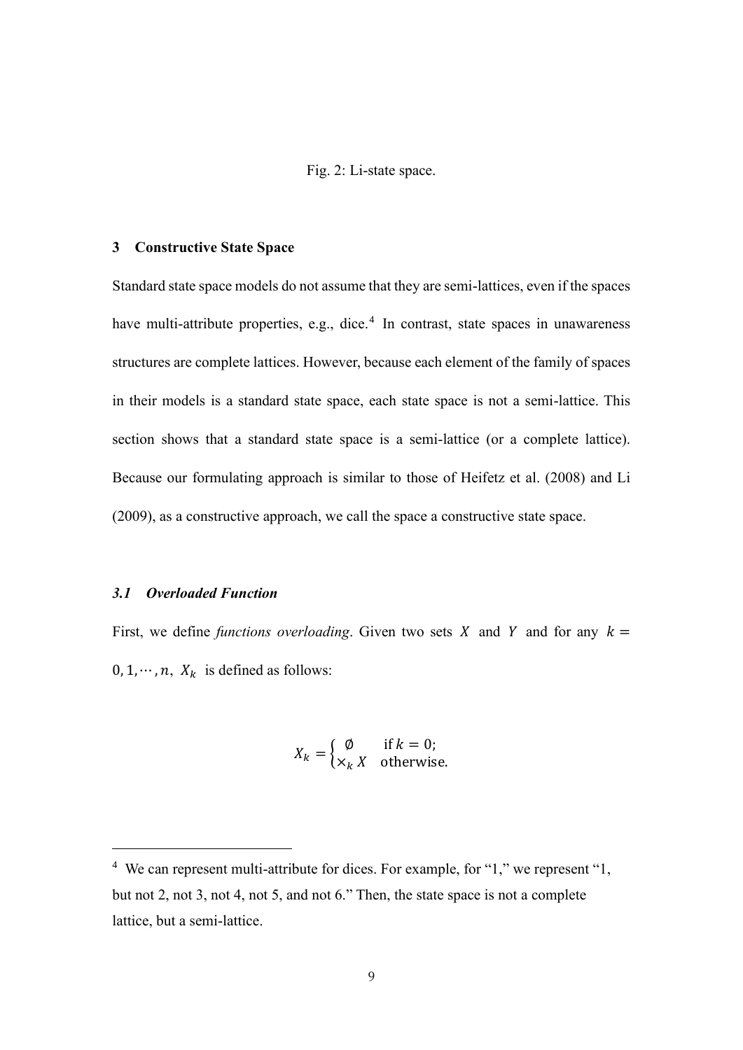Fig. 2: Li-state space.

## 3 Constructive State Space

Standard state space models do not assume that they are semi-lattices, even if the spaces have multi-attribute properties, e.g., dice.[4] In contrast, state spaces in unawareness structures are complete lattices. However, because each element of the family of spaces in their models is a standard state space, each state space is not a semi-lattice. This section shows that a standard state space is a semi-lattice (or a complete lattice). Because our formulating approach is similar to those of Heifetz et al. (2008) and Li (2009), as a constructive approach, we call the space a constructive state space.

### *3.1 Overloaded Function*

First, we define *functions overloading*. Given two sets $X$ and $Y$ and for any $k = 0, 1, \cdots, n$, $X_k$ is defined as follows:

$$X_k = \begin{cases} \emptyset & \text{if } k = 0; \\ \times_k X & \text{otherwise.} \end{cases}$$

[4] We can represent multi-attribute for dices. For example, for "1," we represent "1, but not 2, not 3, not 4, not 5, and not 6." Then, the state space is not a complete lattice, but a semi-lattice.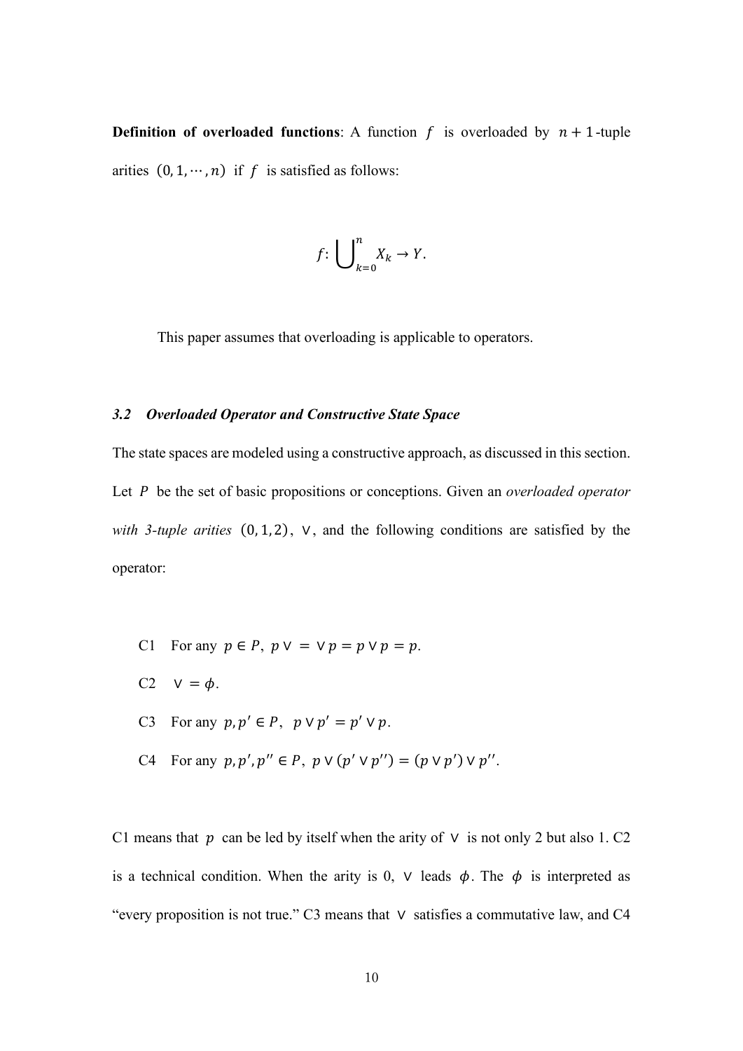**Definition of overloaded functions**: A function $f$ is overloaded by $n+1$-tuple arities $(0, 1, \cdots, n)$ if $f$ is satisfied as follows:

$$f: \bigcup_{k=0}^{n} X_k \to Y.$$

This paper assumes that overloading is applicable to operators.

### *3.2 Overloaded Operator and Constructive State Space*

The state spaces are modeled using a constructive approach, as discussed in this section. Let $P$ be the set of basic propositions or conceptions. Given an *overloaded operator with 3-tuple arities* $(0, 1, 2)$, $\vee$, and the following conditions are satisfied by the operator:

- C1 For any $p \in P$, $p \vee \; = \; \vee p = p \vee p = p$.
- C2 $\vee = \phi$.
- C3 For any $p, p' \in P$, $p \vee p' = p' \vee p$.
- C4 For any $p, p', p'' \in P$, $p \vee (p' \vee p'') = (p \vee p') \vee p''$.

C1 means that $p$ can be led by itself when the arity of $\vee$ is not only 2 but also 1. C2 is a technical condition. When the arity is 0, $\vee$ leads $\phi$. The $\phi$ is interpreted as "every proposition is not true." C3 means that $\vee$ satisfies a commutative law, and C4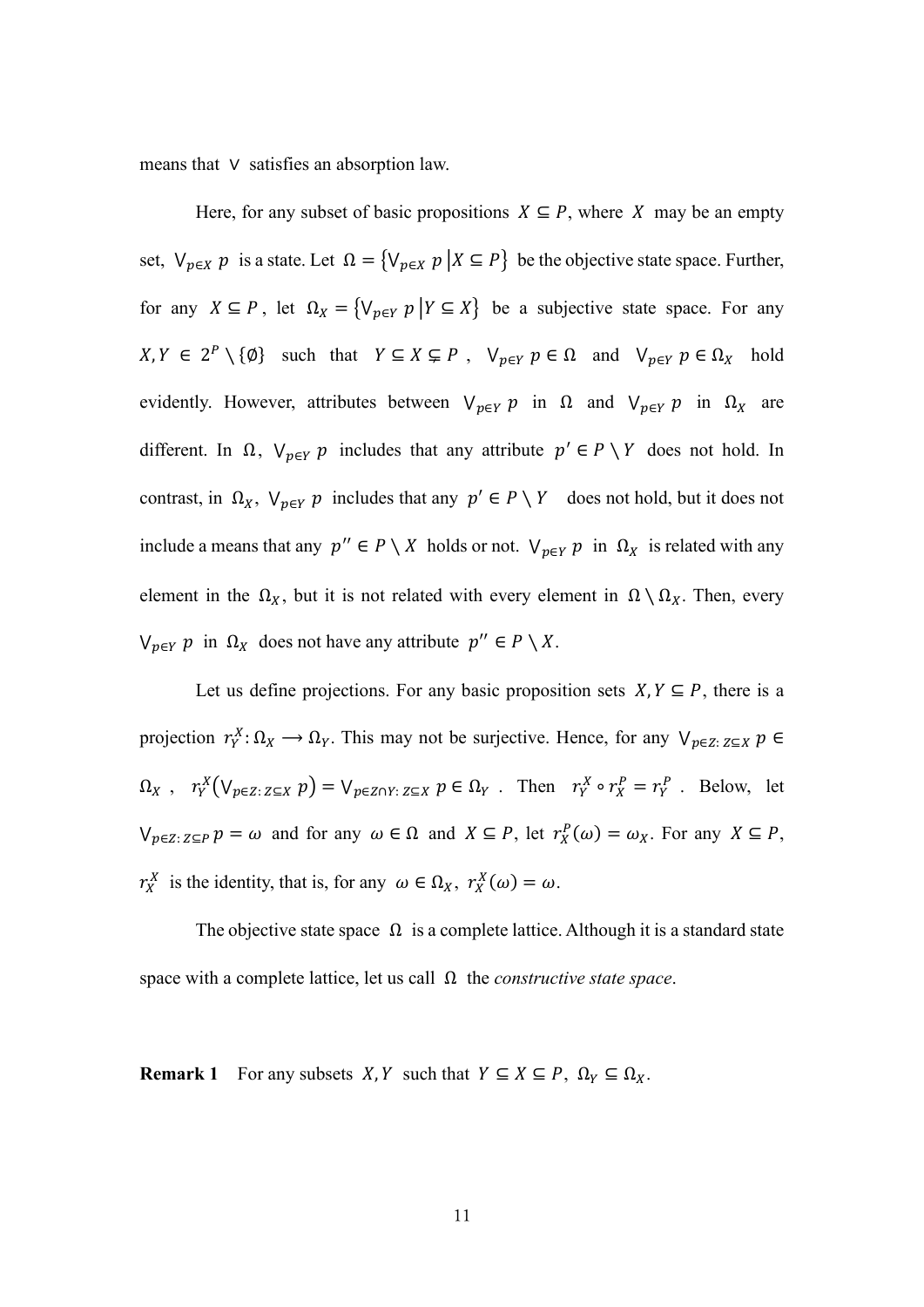means that $\vee$ satisfies an absorption law.

Here, for any subset of basic propositions $X \subseteq P$, where $X$ may be an empty set, $\bigvee_{p \in X} p$ is a state. Let $\Omega = \{\bigvee_{p \in X} p \,|X \subseteq P\}$ be the objective state space. Further, for any $X \subseteq P$, let $\Omega_X = \{\bigvee_{p \in Y} p \,|Y \subseteq X\}$ be a subjective state space. For any $X, Y \in 2^P \setminus \{\emptyset\}$ such that $Y \subseteq X \subsetneq P$, $\bigvee_{p \in Y} p \in \Omega$ and $\bigvee_{p \in Y} p \in \Omega_X$ hold evidently. However, attributes between $\bigvee_{p \in Y} p$ in $\Omega$ and $\bigvee_{p \in Y} p$ in $\Omega_X$ are different. In $\Omega$, $\bigvee_{p \in Y} p$ includes that any attribute $p' \in P \setminus Y$ does not hold. In contrast, in $\Omega_X$, $\bigvee_{p \in Y} p$ includes that any $p' \in P \setminus Y$ does not hold, but it does not include a means that any $p'' \in P \setminus X$ holds or not. $\bigvee_{p \in Y} p$ in $\Omega_X$ is related with any element in the $\Omega_X$, but it is not related with every element in $\Omega \setminus \Omega_X$. Then, every $\bigvee_{p \in Y} p$ in $\Omega_X$ does not have any attribute $p'' \in P \setminus X$.

Let us define projections. For any basic proposition sets $X, Y \subseteq P$, there is a projection $r_Y^X : \Omega_X \longrightarrow \Omega_Y$. This may not be surjective. Hence, for any $\bigvee_{p \in Z:\, Z \subseteq X} p \in \Omega_X$, $r_Y^X(\bigvee_{p \in Z:\, Z \subseteq X} p) = \bigvee_{p \in Z \cap Y:\, Z \subseteq X} p \in \Omega_Y$. Then $r_Y^X \circ r_X^P = r_Y^P$. Below, let $\bigvee_{p \in Z:\, Z \subseteq P} p = \omega$ and for any $\omega \in \Omega$ and $X \subseteq P$, let $r_X^P(\omega) = \omega_X$. For any $X \subseteq P$, $r_X^X$ is the identity, that is, for any $\omega \in \Omega_X$, $r_X^X(\omega) = \omega$.

The objective state space $\Omega$ is a complete lattice. Although it is a standard state space with a complete lattice, let us call $\Omega$ the *constructive state space*.

**Remark 1** For any subsets $X, Y$ such that $Y \subseteq X \subseteq P$, $\Omega_Y \subseteq \Omega_X$.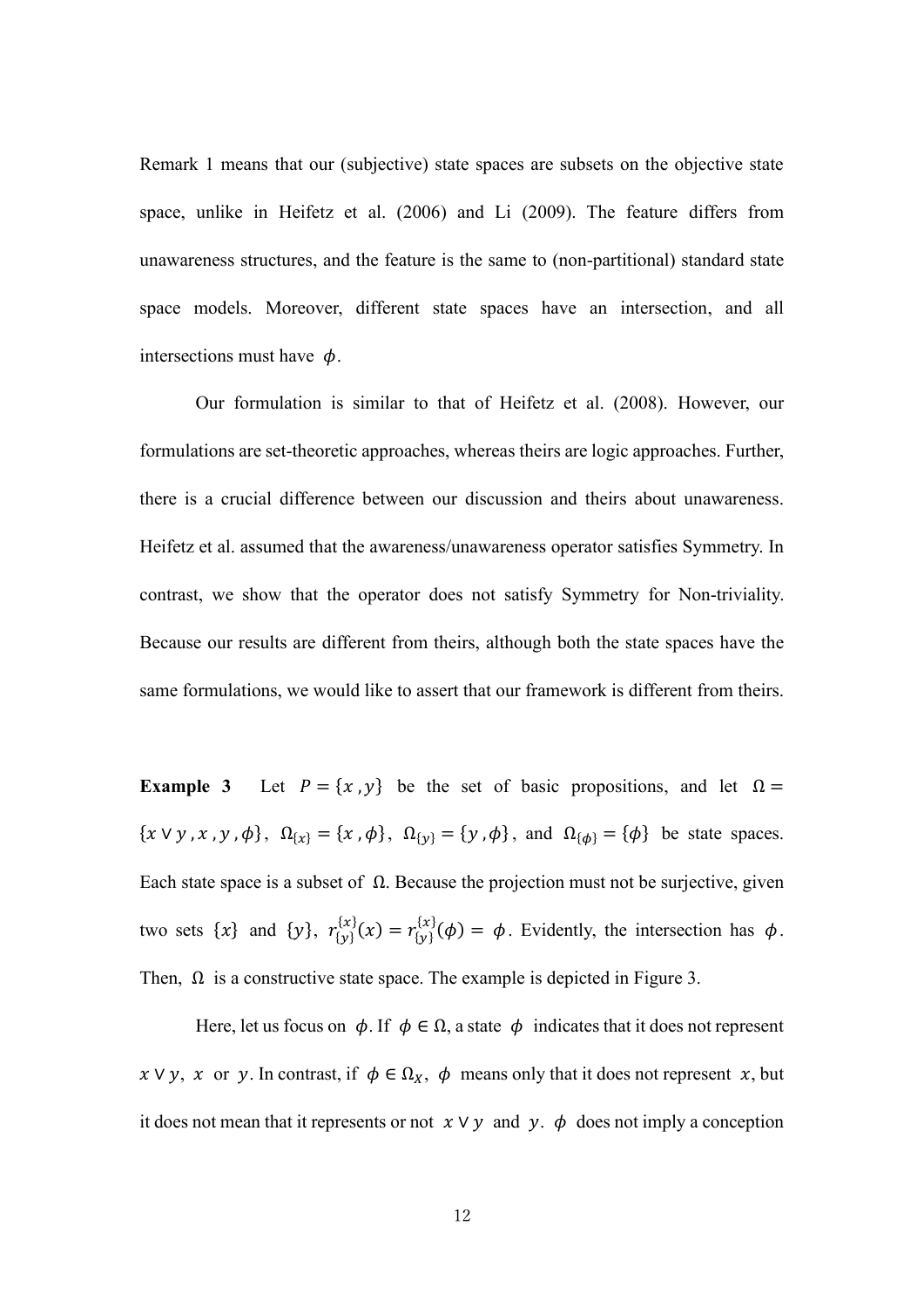Remark 1 means that our (subjective) state spaces are subsets on the objective state space, unlike in Heifetz et al. (2006) and Li (2009). The feature differs from unawareness structures, and the feature is the same to (non-partitional) standard state space models. Moreover, different state spaces have an intersection, and all intersections must have $\phi$.

Our formulation is similar to that of Heifetz et al. (2008). However, our formulations are set-theoretic approaches, whereas theirs are logic approaches. Further, there is a crucial difference between our discussion and theirs about unawareness. Heifetz et al. assumed that the awareness/unawareness operator satisfies Symmetry. In contrast, we show that the operator does not satisfy Symmetry for Non-triviality. Because our results are different from theirs, although both the state spaces have the same formulations, we would like to assert that our framework is different from theirs.

**Example 3** Let $P = \{x, y\}$ be the set of basic propositions, and let $\Omega = \{x \vee y, x, y, \phi\}$, $\Omega_{\{x\}} = \{x, \phi\}$, $\Omega_{\{y\}} = \{y, \phi\}$, and $\Omega_{\{\phi\}} = \{\phi\}$ be state spaces. Each state space is a subset of $\Omega$. Because the projection must not be surjective, given two sets $\{x\}$ and $\{y\}$, $r^{\{x\}}_{\{y\}}(x) = r^{\{x\}}_{\{y\}}(\phi) = \phi$. Evidently, the intersection has $\phi$. Then, $\Omega$ is a constructive state space. The example is depicted in Figure 3.

Here, let us focus on $\phi$. If $\phi \in \Omega$, a state $\phi$ indicates that it does not represent $x \vee y$, $x$ or $y$. In contrast, if $\phi \in \Omega_X$, $\phi$ means only that it does not represent $x$, but it does not mean that it represents or not $x \vee y$ and $y$. $\phi$ does not imply a conception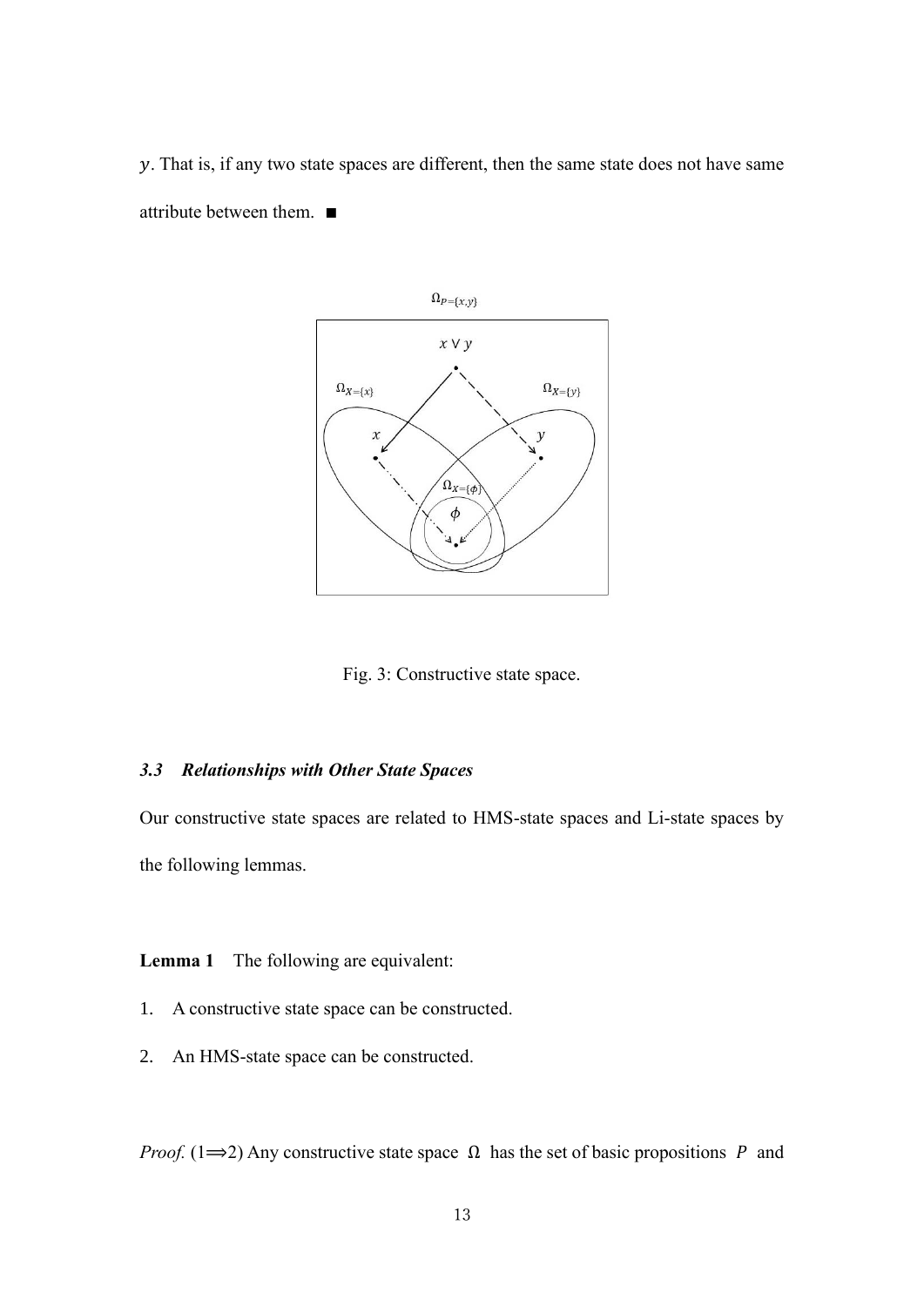$y$. That is, if any two state spaces are different, then the same state does not have same attribute between them. ■

$\Omega_{P=\{x,y\}}$

$x \vee y$

$\Omega_{X=\{x\}}$

$\Omega_{X=\{y\}}$

$x$

$y$

$\Omega_{X=\{\phi\}}$

$\phi$

Fig. 3: Constructive state space.

### *3.3 Relationships with Other State Spaces*

Our constructive state spaces are related to HMS-state spaces and Li-state spaces by the following lemmas.

**Lemma 1** The following are equivalent:

1. A constructive state space can be constructed.
2. An HMS-state space can be constructed.

*Proof.* (1⟹2) Any constructive state space $\Omega$ has the set of basic propositions $P$ and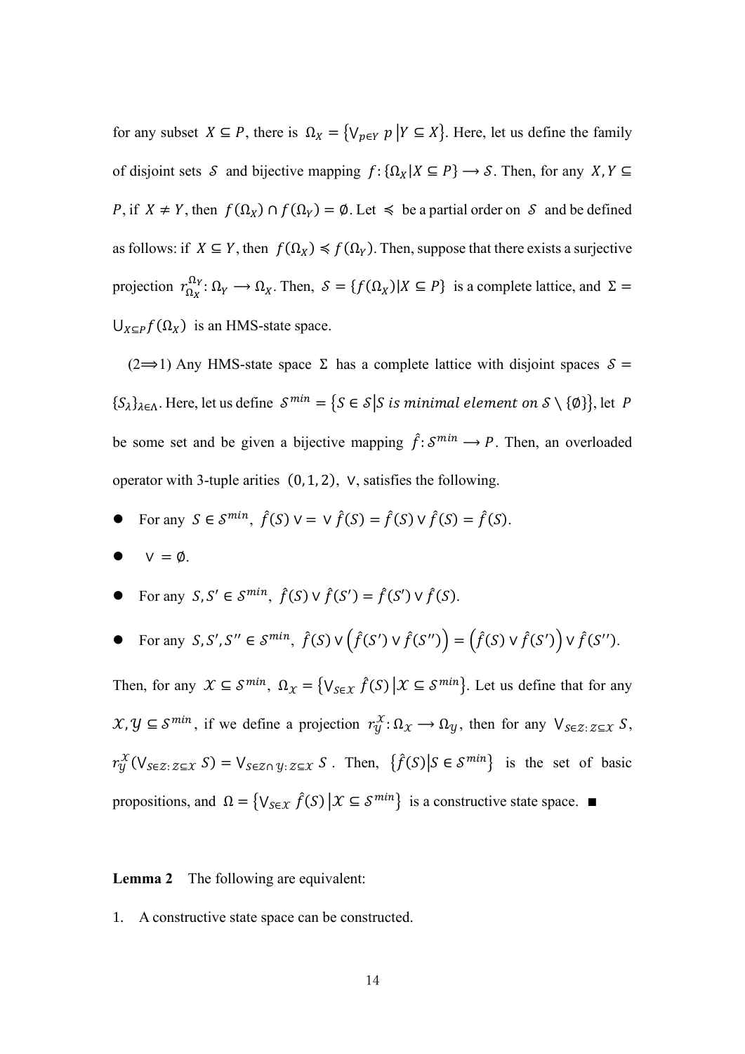for any subset $X \subseteq P$, there is $\Omega_X = \{\bigvee_{p \in Y} p \,|\, Y \subseteq X\}$. Here, let us define the family of disjoint sets $\mathcal{S}$ and bijective mapping $f: \{\Omega_X | X \subseteq P\} \longrightarrow \mathcal{S}$. Then, for any $X, Y \subseteq P$, if $X \neq Y$, then $f(\Omega_X) \cap f(\Omega_Y) = \emptyset$. Let $\preccurlyeq$ be a partial order on $\mathcal{S}$ and be defined as follows: if $X \subseteq Y$, then $f(\Omega_X) \preccurlyeq f(\Omega_Y)$. Then, suppose that there exists a surjective projection $r^{\Omega_Y}_{\Omega_X}: \Omega_Y \longrightarrow \Omega_X$. Then, $\mathcal{S} = \{f(\Omega_X) | X \subseteq P\}$ is a complete lattice, and $\Sigma = \bigcup_{X \subseteq P} f(\Omega_X)$ is an HMS-state space.

(2⟹1) Any HMS-state space $\Sigma$ has a complete lattice with disjoint spaces $\mathcal{S} = \{S_\lambda\}_{\lambda \in \Lambda}$. Here, let us define $\mathcal{S}^{min} = \{S \in \mathcal{S} | S \text{ is minimal element on } \mathcal{S} \setminus \{\emptyset\}\}$, let $P$ be some set and be given a bijective mapping $\hat{f}: \mathcal{S}^{min} \longrightarrow P$. Then, an overloaded operator with 3-tuple arities $(0, 1, 2)$, $\vee$, satisfies the following.

- For any $S \in \mathcal{S}^{min}$, $\hat{f}(S) \vee = \vee \hat{f}(S) = \hat{f}(S) \vee \hat{f}(S) = \hat{f}(S)$.
- $\vee = \emptyset$.
- For any $S, S' \in \mathcal{S}^{min}$, $\hat{f}(S) \vee \hat{f}(S') = \hat{f}(S') \vee \hat{f}(S)$.
- For any $S, S', S'' \in \mathcal{S}^{min}$, $\hat{f}(S) \vee \left(\hat{f}(S') \vee \hat{f}(S'')\right) = \left(\hat{f}(S) \vee \hat{f}(S')\right) \vee \hat{f}(S'')$.

Then, for any $\mathcal{X} \subseteq \mathcal{S}^{min}$, $\Omega_{\mathcal{X}} = \{\bigvee_{S \in \mathcal{X}} \hat{f}(S) \,|\, \mathcal{X} \subseteq \mathcal{S}^{min}\}$. Let us define that for any $\mathcal{X}, \mathcal{Y} \subseteq \mathcal{S}^{min}$, if we define a projection $r^{\mathcal{X}}_{\mathcal{Y}}: \Omega_{\mathcal{X}} \longrightarrow \Omega_{\mathcal{Y}}$, then for any $\bigvee_{S \in \mathcal{Z}: \mathcal{Z} \subseteq \mathcal{X}} S$, $r^{\mathcal{X}}_{\mathcal{Y}}(\bigvee_{S \in \mathcal{Z}: \mathcal{Z} \subseteq \mathcal{X}} S) = \bigvee_{S \in \mathcal{Z} \cap \mathcal{Y}: \mathcal{Z} \subseteq \mathcal{X}} S$. Then, $\{\hat{f}(S) | S \in \mathcal{S}^{min}\}$ is the set of basic propositions, and $\Omega = \{\bigvee_{S \in \mathcal{X}} \hat{f}(S) \,|\, \mathcal{X} \subseteq \mathcal{S}^{min}\}$ is a constructive state space. ■

**Lemma 2** The following are equivalent:

1. A constructive state space can be constructed.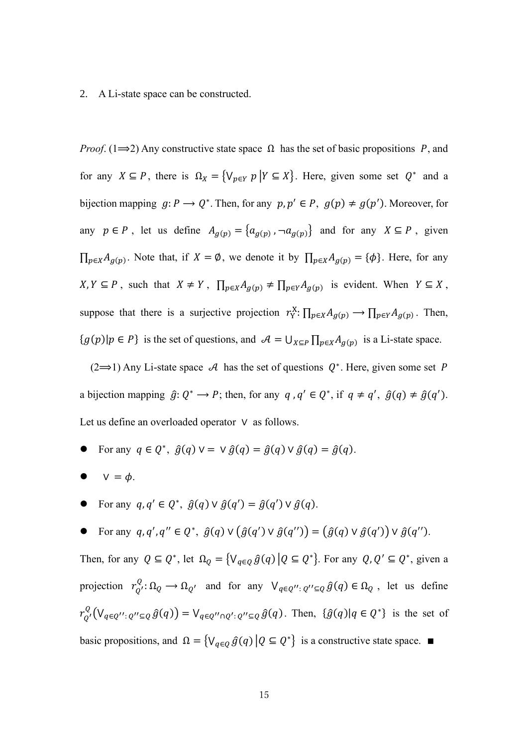2. A Li-state space can be constructed.

*Proof*. (1⟹2) Any constructive state space $\Omega$ has the set of basic propositions $P$, and for any $X \subseteq P$, there is $\Omega_X = \{\bigvee_{p\in Y} p \,|Y \subseteq X\}$. Here, given some set $Q^*$ and a bijection mapping $g: P \longrightarrow Q^*$. Then, for any $p, p' \in P$, $g(p) \neq g(p')$. Moreover, for any $p \in P$, let us define $A_{g(p)} = \{a_{g(p)}, \neg a_{g(p)}\}$ and for any $X \subseteq P$, given $\prod_{p\in X} A_{g(p)}$. Note that, if $X = \emptyset$, we denote it by $\prod_{p\in X} A_{g(p)} = \{\phi\}$. Here, for any $X, Y \subseteq P$, such that $X \neq Y$, $\prod_{p\in X} A_{g(p)} \neq \prod_{p\in Y} A_{g(p)}$ is evident. When $Y \subseteq X$, suppose that there is a surjective projection $r^X_Y: \prod_{p\in X} A_{g(p)} \longrightarrow \prod_{p\in Y} A_{g(p)}$. Then, $\{g(p)|p \in P\}$ is the set of questions, and $\mathcal{A} = \bigcup_{X\subseteq P} \prod_{p\in X} A_{g(p)}$ is a Li-state space.

(2⟹1) Any Li-state space $\mathcal{A}$ has the set of questions $Q^*$. Here, given some set $P$ a bijection mapping $\hat{g}: Q^* \longrightarrow P$; then, for any $q, q' \in Q^*$, if $q \neq q'$, $\hat{g}(q) \neq \hat{g}(q')$. Let us define an overloaded operator $\vee$ as follows.

- For any $q \in Q^*$, $\hat{g}(q) \vee = \vee \hat{g}(q) = \hat{g}(q) \vee \hat{g}(q) = \hat{g}(q)$.
- $\vee = \phi$.
- For any $q, q' \in Q^*$, $\hat{g}(q) \vee \hat{g}(q') = \hat{g}(q') \vee \hat{g}(q)$.
- For any $q, q', q'' \in Q^*$, $\hat{g}(q) \vee \left(\hat{g}(q') \vee \hat{g}(q'')\right) = \left(\hat{g}(q) \vee \hat{g}(q')\right) \vee \hat{g}(q'')$.

Then, for any $Q \subseteq Q^*$, let $\Omega_Q = \{\bigvee_{q\in Q} \hat{g}(q) \,|Q \subseteq Q^*\}$. For any $Q, Q' \subseteq Q^*$, given a projection $r^Q_{Q'}: \Omega_Q \longrightarrow \Omega_{Q'}$ and for any $\bigvee_{q\in Q'':\, Q''\subseteq Q} \hat{g}(q) \in \Omega_Q$, let us define $r^Q_{Q'}\left(\bigvee_{q\in Q'':\, Q''\subseteq Q} \hat{g}(q)\right) = \bigvee_{q\in Q''\cap Q':\, Q''\subseteq Q} \hat{g}(q)$. Then, $\{\hat{g}(q)|q \in Q^*\}$ is the set of basic propositions, and $\Omega = \{\bigvee_{q\in Q} \hat{g}(q) \,|Q \subseteq Q^*\}$ is a constructive state space. ■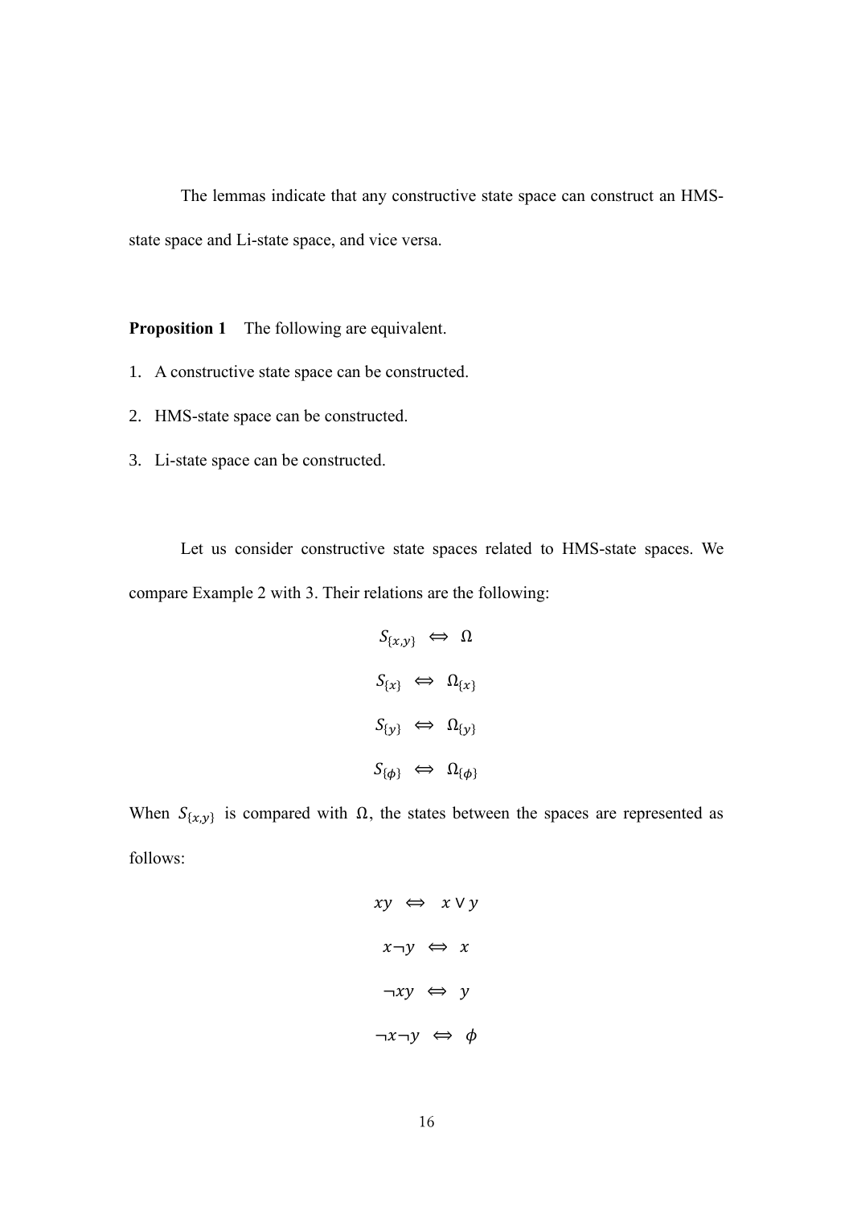The lemmas indicate that any constructive state space can construct an HMS-state space and Li-state space, and vice versa.

**Proposition 1** The following are equivalent.

1. A constructive state space can be constructed.
2. HMS-state space can be constructed.
3. Li-state space can be constructed.

Let us consider constructive state spaces related to HMS-state spaces. We compare Example 2 with 3. Their relations are the following:

$$S_{\{x,y\}} \iff \Omega$$

$$S_{\{x\}} \iff \Omega_{\{x\}}$$

$$S_{\{y\}} \iff \Omega_{\{y\}}$$

$$S_{\{\phi\}} \iff \Omega_{\{\phi\}}$$

When $S_{\{x,y\}}$ is compared with $\Omega$, the states between the spaces are represented as follows:

$$xy \iff x \vee y$$

$$x\neg y \iff x$$

$$\neg xy \iff y$$

$$\neg x\neg y \iff \phi$$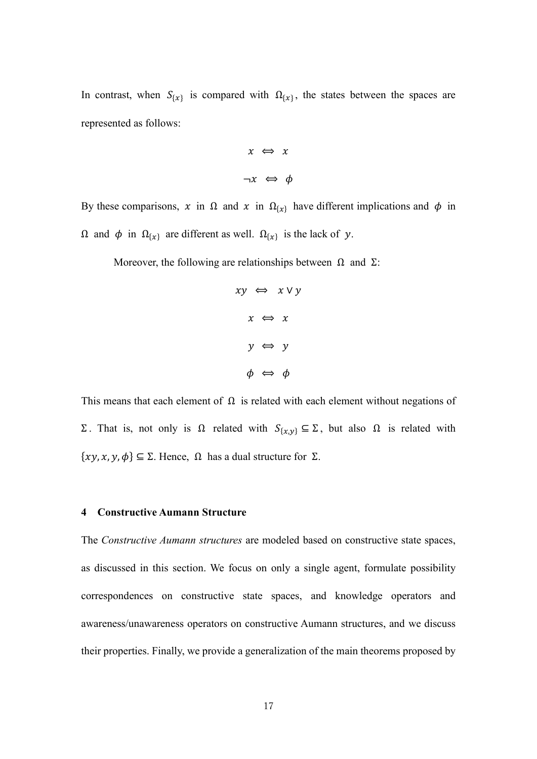In contrast, when $S_{\{x\}}$ is compared with $\Omega_{\{x\}}$, the states between the spaces are represented as follows:

$$x \Leftrightarrow x$$

$$\neg x \Leftrightarrow \phi$$

By these comparisons, $x$ in $\Omega$ and $x$ in $\Omega_{\{x\}}$ have different implications and $\phi$ in $\Omega$ and $\phi$ in $\Omega_{\{x\}}$ are different as well. $\Omega_{\{x\}}$ is the lack of $y$.

Moreover, the following are relationships between $\Omega$ and $\Sigma$:

$$xy \Leftrightarrow x \vee y$$

$$x \Leftrightarrow x$$

$$y \Leftrightarrow y$$

$$\phi \Leftrightarrow \phi$$

This means that each element of $\Omega$ is related with each element without negations of $\Sigma$. That is, not only is $\Omega$ related with $S_{\{x,y\}} \subseteq \Sigma$, but also $\Omega$ is related with $\{xy, x, y, \phi\} \subseteq \Sigma$. Hence, $\Omega$ has a dual structure for $\Sigma$.

## 4 Constructive Aumann Structure

The *Constructive Aumann structures* are modeled based on constructive state spaces, as discussed in this section. We focus on only a single agent, formulate possibility correspondences on constructive state spaces, and knowledge operators and awareness/unawareness operators on constructive Aumann structures, and we discuss their properties. Finally, we provide a generalization of the main theorems proposed by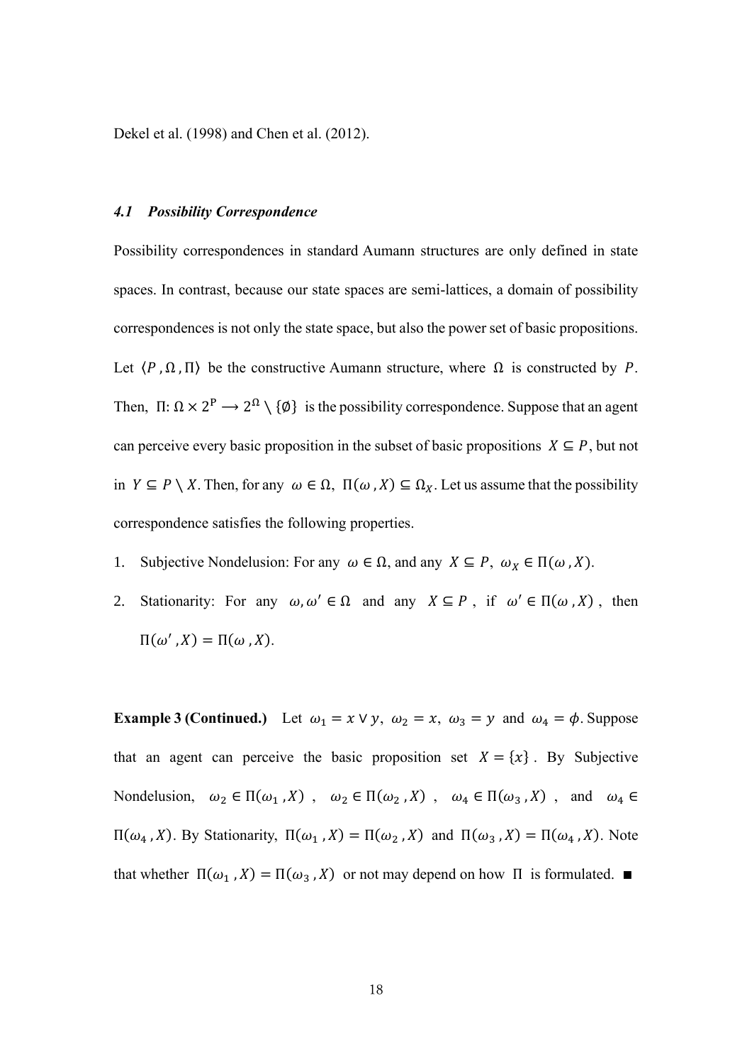Dekel et al. (1998) and Chen et al. (2012).

### *4.1 Possibility Correspondence*

Possibility correspondences in standard Aumann structures are only defined in state spaces. In contrast, because our state spaces are semi-lattices, a domain of possibility correspondences is not only the state space, but also the power set of basic propositions. Let $\langle P, \Omega, \Pi \rangle$ be the constructive Aumann structure, where $\Omega$ is constructed by $P$. Then, $\Pi: \Omega \times 2^{P} \longrightarrow 2^{\Omega} \setminus \{\emptyset\}$ is the possibility correspondence. Suppose that an agent can perceive every basic proposition in the subset of basic propositions $X \subseteq P$, but not in $Y \subseteq P \setminus X$. Then, for any $\omega \in \Omega$, $\Pi(\omega, X) \subseteq \Omega_X$. Let us assume that the possibility correspondence satisfies the following properties.

1. Subjective Nondelusion: For any $\omega \in \Omega$, and any $X \subseteq P$, $\omega_X \in \Pi(\omega, X)$.
2. Stationarity: For any $\omega, \omega' \in \Omega$ and any $X \subseteq P$, if $\omega' \in \Pi(\omega, X)$, then $\Pi(\omega', X) = \Pi(\omega, X)$.

**Example 3 (Continued.)** Let $\omega_1 = x \vee y$, $\omega_2 = x$, $\omega_3 = y$ and $\omega_4 = \phi$. Suppose that an agent can perceive the basic proposition set $X = \{x\}$. By Subjective Nondelusion, $\omega_2 \in \Pi(\omega_1, X)$, $\omega_2 \in \Pi(\omega_2, X)$, $\omega_4 \in \Pi(\omega_3, X)$, and $\omega_4 \in \Pi(\omega_4, X)$. By Stationarity, $\Pi(\omega_1, X) = \Pi(\omega_2, X)$ and $\Pi(\omega_3, X) = \Pi(\omega_4, X)$. Note that whether $\Pi(\omega_1, X) = \Pi(\omega_3, X)$ or not may depend on how $\Pi$ is formulated. ■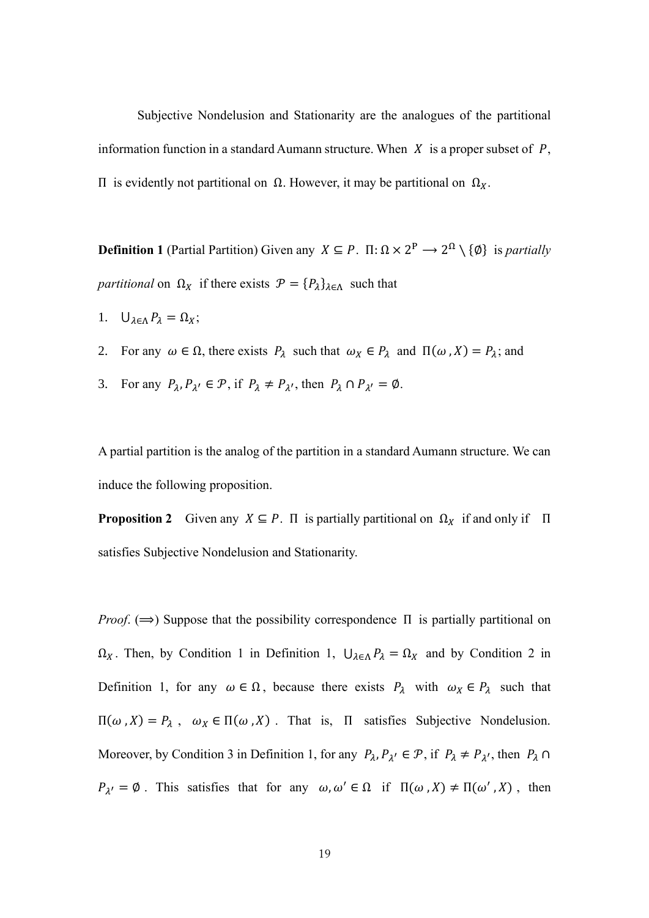Subjective Nondelusion and Stationarity are the analogues of the partitional information function in a standard Aumann structure. When $X$ is a proper subset of $P$, $\Pi$ is evidently not partitional on $\Omega$. However, it may be partitional on $\Omega_X$.

**Definition 1** (Partial Partition) Given any $X \subseteq P$. $\Pi: \Omega \times 2^{\mathrm{P}} \longrightarrow 2^{\Omega} \setminus \{\emptyset\}$ is *partially partitional* on $\Omega_X$ if there exists $\mathcal{P} = \{P_\lambda\}_{\lambda \in \Lambda}$ such that

1. $\bigcup_{\lambda \in \Lambda} P_\lambda = \Omega_X$;
2. For any $\omega \in \Omega$, there exists $P_\lambda$ such that $\omega_X \in P_\lambda$ and $\Pi(\omega, X) = P_\lambda$; and
3. For any $P_\lambda, P_{\lambda'} \in \mathcal{P}$, if $P_\lambda \neq P_{\lambda'}$, then $P_\lambda \cap P_{\lambda'} = \emptyset$.

A partial partition is the analog of the partition in a standard Aumann structure. We can induce the following proposition.

**Proposition 2** Given any $X \subseteq P$. $\Pi$ is partially partitional on $\Omega_X$ if and only if $\Pi$ satisfies Subjective Nondelusion and Stationarity.

*Proof*. ($\Longrightarrow$) Suppose that the possibility correspondence $\Pi$ is partially partitional on $\Omega_X$. Then, by Condition 1 in Definition 1, $\bigcup_{\lambda \in \Lambda} P_\lambda = \Omega_X$ and by Condition 2 in Definition 1, for any $\omega \in \Omega$, because there exists $P_\lambda$ with $\omega_X \in P_\lambda$ such that $\Pi(\omega, X) = P_\lambda$, $\omega_X \in \Pi(\omega, X)$. That is, $\Pi$ satisfies Subjective Nondelusion. Moreover, by Condition 3 in Definition 1, for any $P_\lambda, P_{\lambda'} \in \mathcal{P}$, if $P_\lambda \neq P_{\lambda'}$, then $P_\lambda \cap P_{\lambda'} = \emptyset$. This satisfies that for any $\omega, \omega' \in \Omega$ if $\Pi(\omega, X) \neq \Pi(\omega', X)$, then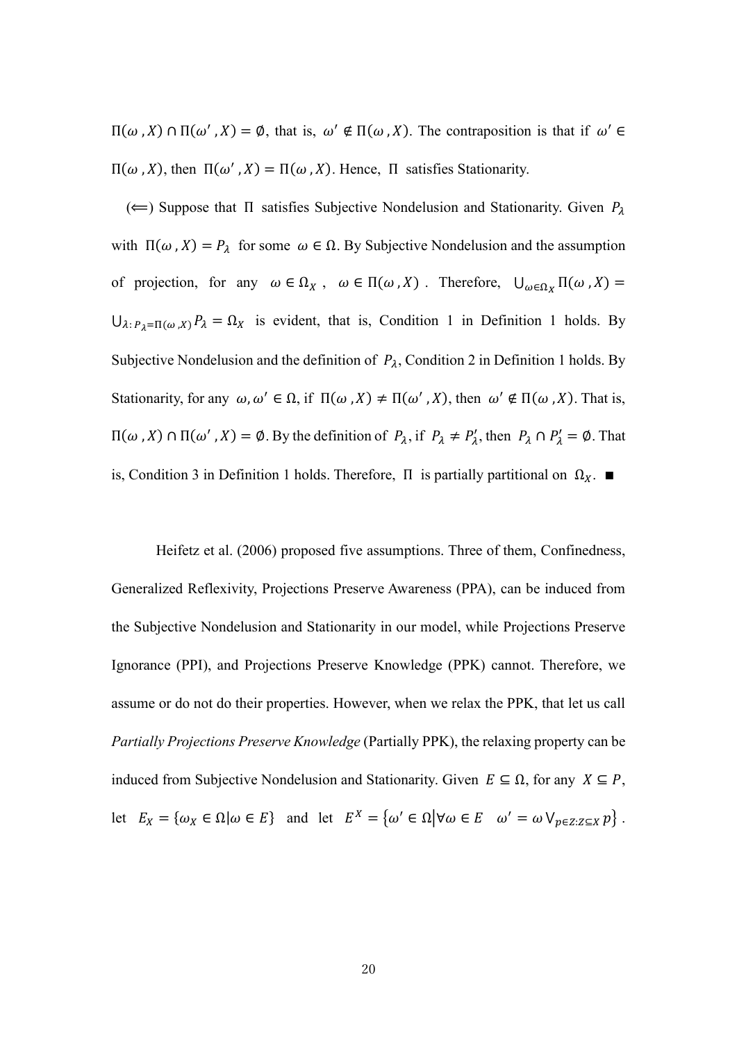$\Pi(\omega, X) \cap \Pi(\omega', X) = \emptyset$, that is, $\omega' \notin \Pi(\omega, X)$. The contraposition is that if $\omega' \in \Pi(\omega, X)$, then $\Pi(\omega', X) = \Pi(\omega, X)$. Hence, $\Pi$ satisfies Stationarity.

($\Leftarrow$) Suppose that $\Pi$ satisfies Subjective Nondelusion and Stationarity. Given $P_\lambda$ with $\Pi(\omega, X) = P_\lambda$ for some $\omega \in \Omega$. By Subjective Nondelusion and the assumption of projection, for any $\omega \in \Omega_X$, $\omega \in \Pi(\omega, X)$. Therefore, $\bigcup_{\omega \in \Omega_X} \Pi(\omega, X) = \bigcup_{\lambda: P_\lambda = \Pi(\omega, X)} P_\lambda = \Omega_X$ is evident, that is, Condition 1 in Definition 1 holds. By Subjective Nondelusion and the definition of $P_\lambda$, Condition 2 in Definition 1 holds. By Stationarity, for any $\omega, \omega' \in \Omega$, if $\Pi(\omega, X) \neq \Pi(\omega', X)$, then $\omega' \notin \Pi(\omega, X)$. That is, $\Pi(\omega, X) \cap \Pi(\omega', X) = \emptyset$. By the definition of $P_\lambda$, if $P_\lambda \neq P'_\lambda$, then $P_\lambda \cap P'_\lambda = \emptyset$. That is, Condition 3 in Definition 1 holds. Therefore, $\Pi$ is partially partitional on $\Omega_X$. ■

Heifetz et al. (2006) proposed five assumptions. Three of them, Confinedness, Generalized Reflexivity, Projections Preserve Awareness (PPA), can be induced from the Subjective Nondelusion and Stationarity in our model, while Projections Preserve Ignorance (PPI), and Projections Preserve Knowledge (PPK) cannot. Therefore, we assume or do not do their properties. However, when we relax the PPK, that let us call *Partially Projections Preserve Knowledge* (Partially PPK), the relaxing property can be induced from Subjective Nondelusion and Stationarity. Given $E \subseteq \Omega$, for any $X \subseteq P$, let $E_X = \{\omega_X \in \Omega | \omega \in E\}$ and let $E^X = \{\omega' \in \Omega | \forall \omega \in E \quad \omega' = \omega \vee_{p \in Z: Z \subseteq X} p\}$.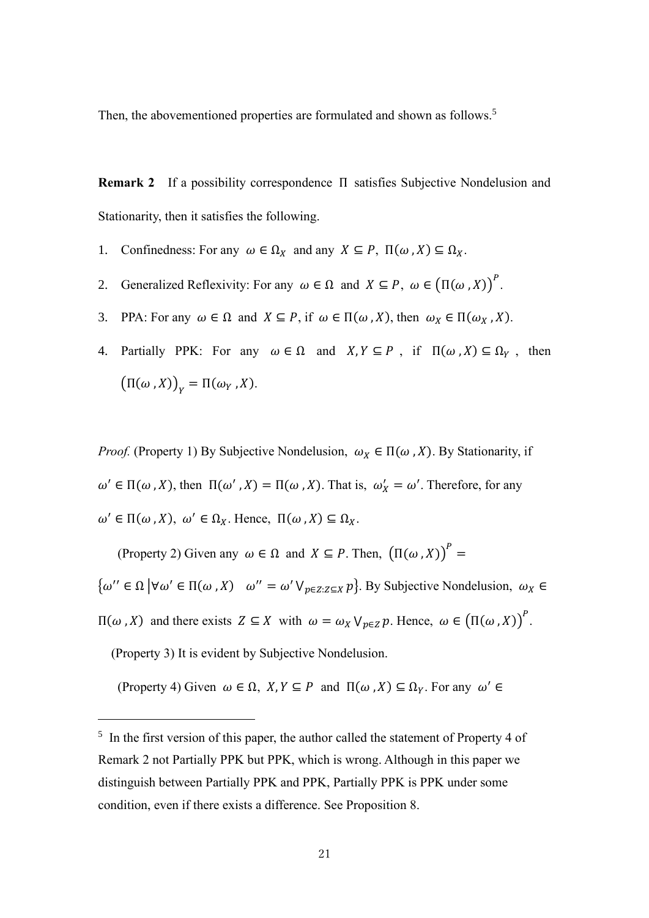Then, the abovementioned properties are formulated and shown as follows.[5]

**Remark 2** If a possibility correspondence $\Pi$ satisfies Subjective Nondelusion and Stationarity, then it satisfies the following.

1. Confinedness: For any $\omega \in \Omega_X$ and any $X \subseteq P$, $\Pi(\omega, X) \subseteq \Omega_X$.
2. Generalized Reflexivity: For any $\omega \in \Omega$ and $X \subseteq P$, $\omega \in \left(\Pi(\omega, X)\right)^P$.
3. PPA: For any $\omega \in \Omega$ and $X \subseteq P$, if $\omega \in \Pi(\omega, X)$, then $\omega_X \in \Pi(\omega_X, X)$.
4. Partially PPK: For any $\omega \in \Omega$ and $X, Y \subseteq P$, if $\Pi(\omega, X) \subseteq \Omega_Y$, then $\left(\Pi(\omega, X)\right)_Y = \Pi(\omega_Y, X)$.

*Proof.* (Property 1) By Subjective Nondelusion, $\omega_X \in \Pi(\omega, X)$. By Stationarity, if $\omega' \in \Pi(\omega, X)$, then $\Pi(\omega', X) = \Pi(\omega, X)$. That is, $\omega'_X = \omega'$. Therefore, for any $\omega' \in \Pi(\omega, X)$, $\omega' \in \Omega_X$. Hence, $\Pi(\omega, X) \subseteq \Omega_X$.

(Property 2) Given any $\omega \in \Omega$ and $X \subseteq P$. Then, $\left(\Pi(\omega, X)\right)^P = \{\omega'' \in \Omega \,|\, \forall \omega' \in \Pi(\omega, X) \quad \omega'' = \omega' \vee_{p \in Z: Z \subseteq X} p\}$. By Subjective Nondelusion, $\omega_X \in \Pi(\omega, X)$ and there exists $Z \subseteq X$ with $\omega = \omega_X \vee_{p \in Z} p$. Hence, $\omega \in \left(\Pi(\omega, X)\right)^P$.

(Property 3) It is evident by Subjective Nondelusion.

(Property 4) Given $\omega \in \Omega$, $X, Y \subseteq P$ and $\Pi(\omega, X) \subseteq \Omega_Y$. For any $\omega' \in$

---

[5] In the first version of this paper, the author called the statement of Property 4 of Remark 2 not Partially PPK but PPK, which is wrong. Although in this paper we distinguish between Partially PPK and PPK, Partially PPK is PPK under some condition, even if there exists a difference. See Proposition 8.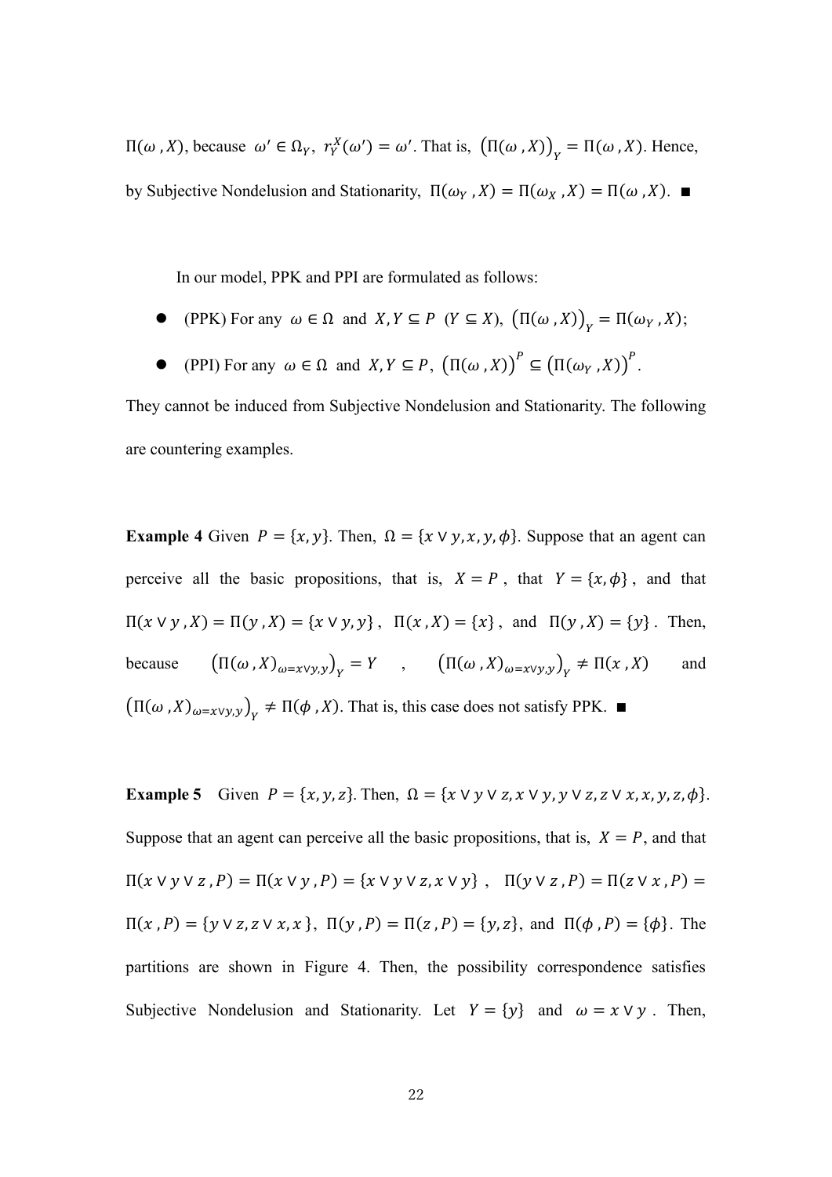$\Pi(\omega, X)$, because $\omega' \in \Omega_Y$, $r_Y^X(\omega') = \omega'$. That is, $\left(\Pi(\omega, X)\right)_Y = \Pi(\omega, X)$. Hence, by Subjective Nondelusion and Stationarity, $\Pi(\omega_Y, X) = \Pi(\omega_X, X) = \Pi(\omega, X)$. ■

In our model, PPK and PPI are formulated as follows:

- (PPK) For any $\omega \in \Omega$ and $X, Y \subseteq P$ $(Y \subseteq X)$, $\left(\Pi(\omega, X)\right)_Y = \Pi(\omega_Y, X)$;
- (PPI) For any $\omega \in \Omega$ and $X, Y \subseteq P$, $\left(\Pi(\omega, X)\right)^P \subseteq \left(\Pi(\omega_Y, X)\right)^P$.

They cannot be induced from Subjective Nondelusion and Stationarity. The following are countering examples.

**Example 4** Given $P = \{x, y\}$. Then, $\Omega = \{x \vee y, x, y, \phi\}$. Suppose that an agent can perceive all the basic propositions, that is, $X = P$, that $Y = \{x, \phi\}$, and that $\Pi(x \vee y, X) = \Pi(y, X) = \{x \vee y, y\}$, $\Pi(x, X) = \{x\}$, and $\Pi(y, X) = \{y\}$. Then, because $\left(\Pi(\omega, X)_{\omega = x \vee y, y}\right)_Y = Y$, $\left(\Pi(\omega, X)_{\omega = x \vee y, y}\right)_Y \neq \Pi(x, X)$ and $\left(\Pi(\omega, X)_{\omega = x \vee y, y}\right)_Y \neq \Pi(\phi, X)$. That is, this case does not satisfy PPK. ■

**Example 5** Given $P = \{x, y, z\}$. Then, $\Omega = \{x \vee y \vee z, x \vee y, y \vee z, z \vee x, x, y, z, \phi\}$. Suppose that an agent can perceive all the basic propositions, that is, $X = P$, and that $\Pi(x \vee y \vee z, P) = \Pi(x \vee y, P) = \{x \vee y \vee z, x \vee y\}$, $\Pi(y \vee z, P) = \Pi(z \vee x, P) = \Pi(x, P) = \{y \vee z, z \vee x, x\}$, $\Pi(y, P) = \Pi(z, P) = \{y, z\}$, and $\Pi(\phi, P) = \{\phi\}$. The partitions are shown in Figure 4. Then, the possibility correspondence satisfies Subjective Nondelusion and Stationarity. Let $Y = \{y\}$ and $\omega = x \vee y$. Then,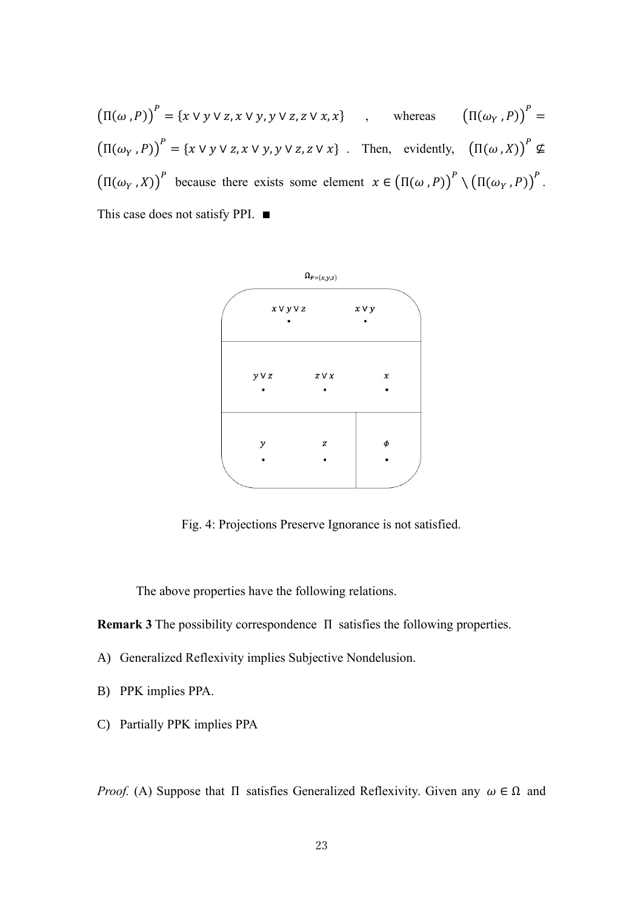$\left(\Pi(\omega, P)\right)^{P} = \{x \vee y \vee z, x \vee y, y \vee z, z \vee x, x\}$ , whereas $\left(\Pi(\omega_Y, P)\right)^{P} = \left(\Pi(\omega_Y, P)\right)^{P} = \{x \vee y \vee z, x \vee y, y \vee z, z \vee x\}$ . Then, evidently, $\left(\Pi(\omega, X)\right)^{P} \nsubseteq \left(\Pi(\omega_Y, X)\right)^{P}$ because there exists some element $x \in \left(\Pi(\omega, P)\right)^{P} \setminus \left(\Pi(\omega_Y, P)\right)^{P}$. This case does not satisfy PPI. ∎

$\Omega_{P=\{x,y,z\}}$

$x \vee y \vee z$

$x \vee y$

$y \vee z$

$z \vee x$

$x$

$y$

$z$

$\phi$

Fig. 4: Projections Preserve Ignorance is not satisfied.

The above properties have the following relations.

**Remark 3** The possibility correspondence $\Pi$ satisfies the following properties.

A) Generalized Reflexivity implies Subjective Nondelusion.

B) PPK implies PPA.

C) Partially PPK implies PPA

*Proof.* (A) Suppose that $\Pi$ satisfies Generalized Reflexivity. Given any $\omega \in \Omega$ and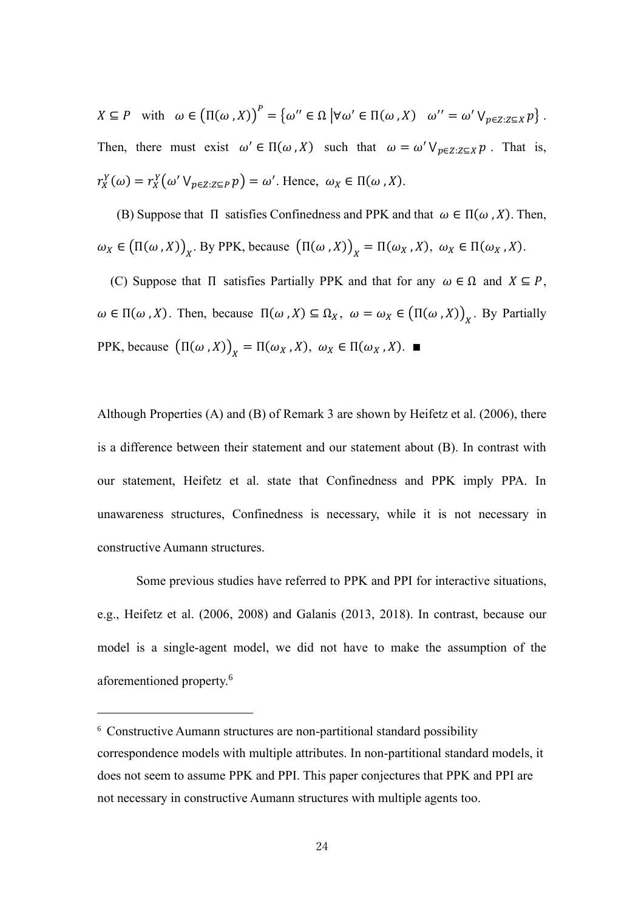$X \subseteq P$ with $\omega \in (\Pi(\omega, X))^P = \{\omega'' \in \Omega \,|\forall \omega' \in \Pi(\omega, X) \quad \omega'' = \omega' \vee_{p \in Z: Z \subseteq X} p\}$. Then, there must exist $\omega' \in \Pi(\omega, X)$ such that $\omega = \omega' \vee_{p \in Z: Z \subseteq X} p$. That is, $r_X^Y(\omega) = r_X^Y(\omega' \vee_{p \in Z: Z \subseteq P} p) = \omega'$. Hence, $\omega_X \in \Pi(\omega, X)$.

(B) Suppose that $\Pi$ satisfies Confinedness and PPK and that $\omega \in \Pi(\omega, X)$. Then, $\omega_X \in (\Pi(\omega, X))_X$. By PPK, because $(\Pi(\omega, X))_X = \Pi(\omega_X, X)$, $\omega_X \in \Pi(\omega_X, X)$.

(C) Suppose that $\Pi$ satisfies Partially PPK and that for any $\omega \in \Omega$ and $X \subseteq P$, $\omega \in \Pi(\omega, X)$. Then, because $\Pi(\omega, X) \subseteq \Omega_X$, $\omega = \omega_X \in (\Pi(\omega, X))_X$. By Partially PPK, because $(\Pi(\omega, X))_X = \Pi(\omega_X, X)$, $\omega_X \in \Pi(\omega_X, X)$. ■

Although Properties (A) and (B) of Remark 3 are shown by Heifetz et al. (2006), there is a difference between their statement and our statement about (B). In contrast with our statement, Heifetz et al. state that Confinedness and PPK imply PPA. In unawareness structures, Confinedness is necessary, while it is not necessary in constructive Aumann structures.

Some previous studies have referred to PPK and PPI for interactive situations, e.g., Heifetz et al. (2006, 2008) and Galanis (2013, 2018). In contrast, because our model is a single-agent model, we did not have to make the assumption of the aforementioned property.[6]

---

[6] Constructive Aumann structures are non-partitional standard possibility correspondence models with multiple attributes. In non-partitional standard models, it does not seem to assume PPK and PPI. This paper conjectures that PPK and PPI are not necessary in constructive Aumann structures with multiple agents too.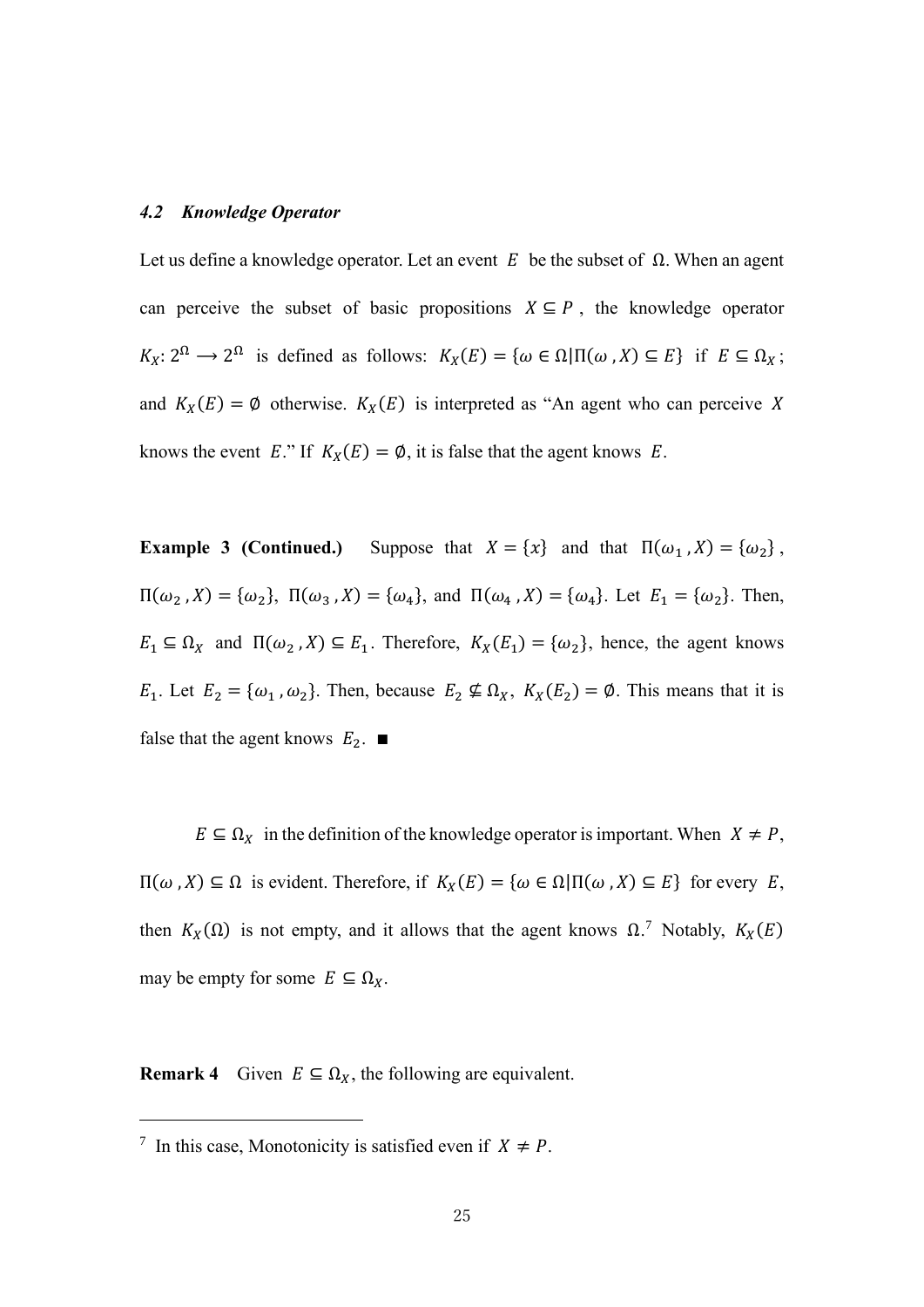### *4.2 Knowledge Operator*

Let us define a knowledge operator. Let an event $E$ be the subset of $\Omega$. When an agent can perceive the subset of basic propositions $X \subseteq P$, the knowledge operator $K_X: 2^{\Omega} \longrightarrow 2^{\Omega}$ is defined as follows: $K_X(E) = \{\omega \in \Omega | \Pi(\omega, X) \subseteq E\}$ if $E \subseteq \Omega_X$; and $K_X(E) = \emptyset$ otherwise. $K_X(E)$ is interpreted as "An agent who can perceive $X$ knows the event $E$." If $K_X(E) = \emptyset$, it is false that the agent knows $E$.

**Example 3 (Continued.)** Suppose that $X = \{x\}$ and that $\Pi(\omega_1, X) = \{\omega_2\}$, $\Pi(\omega_2, X) = \{\omega_2\}$, $\Pi(\omega_3, X) = \{\omega_4\}$, and $\Pi(\omega_4, X) = \{\omega_4\}$. Let $E_1 = \{\omega_2\}$. Then, $E_1 \subseteq \Omega_X$ and $\Pi(\omega_2, X) \subseteq E_1$. Therefore, $K_X(E_1) = \{\omega_2\}$, hence, the agent knows $E_1$. Let $E_2 = \{\omega_1, \omega_2\}$. Then, because $E_2 \nsubseteq \Omega_X$, $K_X(E_2) = \emptyset$. This means that it is false that the agent knows $E_2$. ■

$E \subseteq \Omega_X$ in the definition of the knowledge operator is important. When $X \neq P$, $\Pi(\omega, X) \subseteq \Omega$ is evident. Therefore, if $K_X(E) = \{\omega \in \Omega | \Pi(\omega, X) \subseteq E\}$ for every $E$, then $K_X(\Omega)$ is not empty, and it allows that the agent knows $\Omega$.[7] Notably, $K_X(E)$ may be empty for some $E \subseteq \Omega_X$.

**Remark 4** Given $E \subseteq \Omega_X$, the following are equivalent.

---

[7] In this case, Monotonicity is satisfied even if $X \neq P$.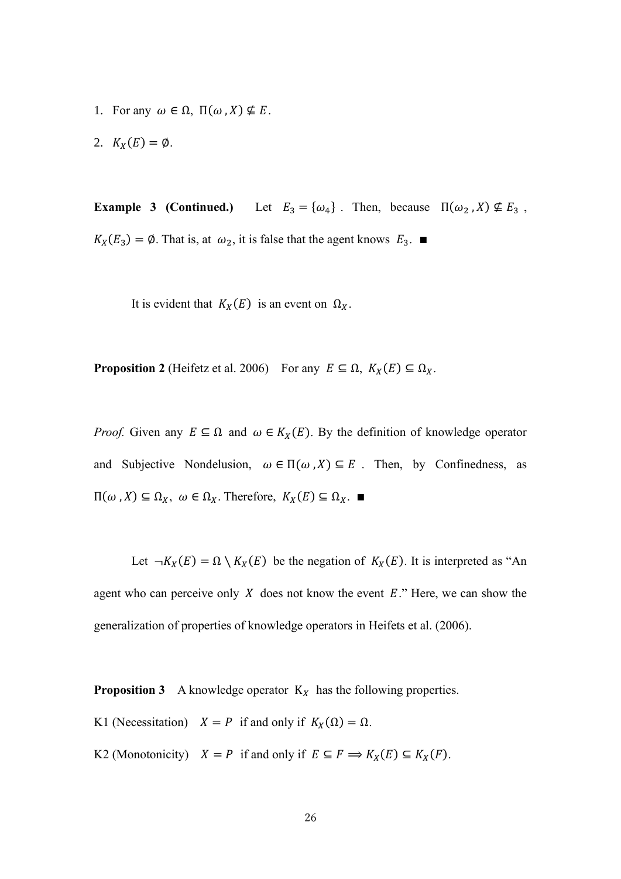1. For any $\omega \in \Omega$, $\Pi(\omega, X) \nsubseteq E$.
2. $K_X(E) = \emptyset$.

**Example 3 (Continued.)** Let $E_3 = \{\omega_4\}$. Then, because $\Pi(\omega_2, X) \nsubseteq E_3$, $K_X(E_3) = \emptyset$. That is, at $\omega_2$, it is false that the agent knows $E_3$. ■

It is evident that $K_X(E)$ is an event on $\Omega_X$.

**Proposition 2** (Heifetz et al. 2006) For any $E \subseteq \Omega$, $K_X(E) \subseteq \Omega_X$.

*Proof.* Given any $E \subseteq \Omega$ and $\omega \in K_X(E)$. By the definition of knowledge operator and Subjective Nondelusion, $\omega \in \Pi(\omega, X) \subseteq E$. Then, by Confinedness, as $\Pi(\omega, X) \subseteq \Omega_X$, $\omega \in \Omega_X$. Therefore, $K_X(E) \subseteq \Omega_X$. ■

Let $\neg K_X(E) = \Omega \setminus K_X(E)$ be the negation of $K_X(E)$. It is interpreted as "An agent who can perceive only $X$ does not know the event $E$." Here, we can show the generalization of properties of knowledge operators in Heifets et al. (2006).

**Proposition 3** A knowledge operator $K_X$ has the following properties.

K1 (Necessitation) $X = P$ if and only if $K_X(\Omega) = \Omega$.

K2 (Monotonicity) $X = P$ if and only if $E \subseteq F \Longrightarrow K_X(E) \subseteq K_X(F)$.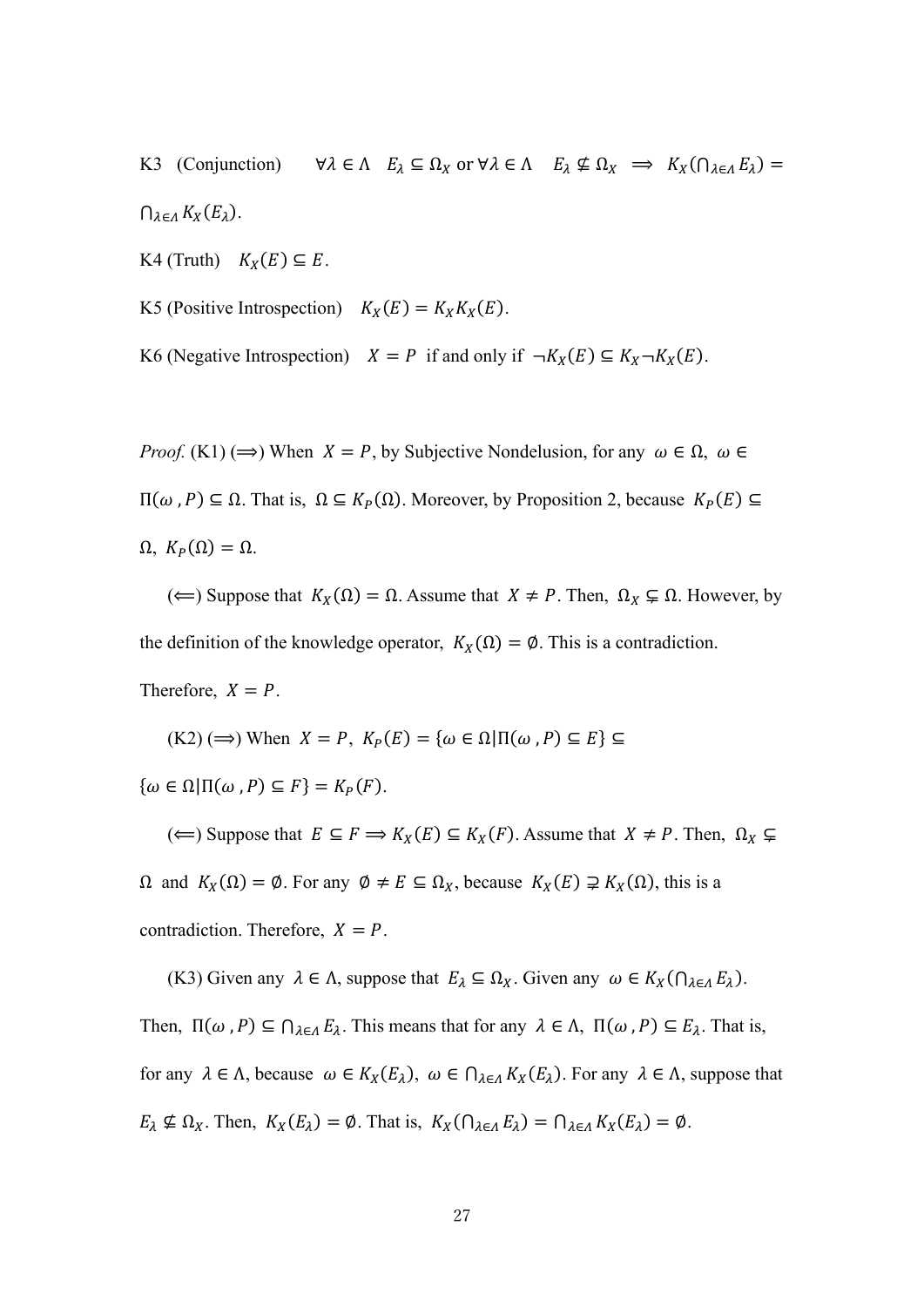K3 (Conjunction) $\forall \lambda \in \Lambda \quad E_\lambda \subseteq \Omega_X$ or $\forall \lambda \in \Lambda \quad E_\lambda \nsubseteq \Omega_X \implies K_X(\bigcap_{\lambda \in \Lambda} E_\lambda) = \bigcap_{\lambda \in \Lambda} K_X(E_\lambda)$.

K4 (Truth) $K_X(E) \subseteq E$.

K5 (Positive Introspection) $K_X(E) = K_X K_X(E)$.

K6 (Negative Introspection) $X = P$ if and only if $\neg K_X(E) \subseteq K_X \neg K_X(E)$.

*Proof.* (K1) ($\Longrightarrow$) When $X = P$, by Subjective Nondelusion, for any $\omega \in \Omega$, $\omega \in \Pi(\omega, P) \subseteq \Omega$. That is, $\Omega \subseteq K_P(\Omega)$. Moreover, by Proposition 2, because $K_P(E) \subseteq \Omega$, $K_P(\Omega) = \Omega$.

($\Longleftarrow$) Suppose that $K_X(\Omega) = \Omega$. Assume that $X \neq P$. Then, $\Omega_X \subsetneq \Omega$. However, by the definition of the knowledge operator, $K_X(\Omega) = \emptyset$. This is a contradiction. Therefore, $X = P$.

(K2) ($\Longrightarrow$) When $X = P$, $K_P(E) = \{\omega \in \Omega | \Pi(\omega, P) \subseteq E\} \subseteq \{\omega \in \Omega | \Pi(\omega, P) \subseteq F\} = K_P(F)$.

($\Longleftarrow$) Suppose that $E \subseteq F \Longrightarrow K_X(E) \subseteq K_X(F)$. Assume that $X \neq P$. Then, $\Omega_X \subsetneq \Omega$ and $K_X(\Omega) = \emptyset$. For any $\emptyset \neq E \subseteq \Omega_X$, because $K_X(E) \supsetneq K_X(\Omega)$, this is a contradiction. Therefore, $X = P$.

(K3) Given any $\lambda \in \Lambda$, suppose that $E_\lambda \subseteq \Omega_X$. Given any $\omega \in K_X(\bigcap_{\lambda \in \Lambda} E_\lambda)$. Then, $\Pi(\omega, P) \subseteq \bigcap_{\lambda \in \Lambda} E_\lambda$. This means that for any $\lambda \in \Lambda$, $\Pi(\omega, P) \subseteq E_\lambda$. That is, for any $\lambda \in \Lambda$, because $\omega \in K_X(E_\lambda)$, $\omega \in \bigcap_{\lambda \in \Lambda} K_X(E_\lambda)$. For any $\lambda \in \Lambda$, suppose that $E_\lambda \nsubseteq \Omega_X$. Then, $K_X(E_\lambda) = \emptyset$. That is, $K_X(\bigcap_{\lambda \in \Lambda} E_\lambda) = \bigcap_{\lambda \in \Lambda} K_X(E_\lambda) = \emptyset$.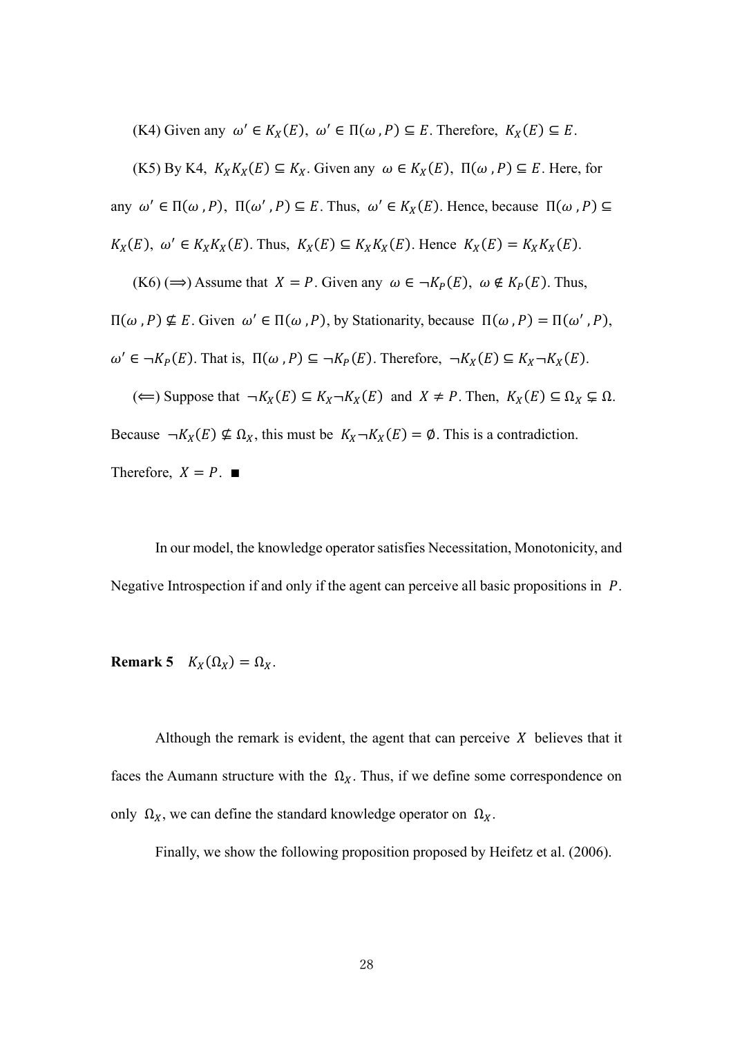(K4) Given any $\omega' \in K_X(E)$, $\omega' \in \Pi(\omega, P) \subseteq E$. Therefore, $K_X(E) \subseteq E$.

(K5) By K4, $K_X K_X(E) \subseteq K_X$. Given any $\omega \in K_X(E)$, $\Pi(\omega, P) \subseteq E$. Here, for any $\omega' \in \Pi(\omega, P)$, $\Pi(\omega', P) \subseteq E$. Thus, $\omega' \in K_X(E)$. Hence, because $\Pi(\omega, P) \subseteq K_X(E)$, $\omega' \in K_X K_X(E)$. Thus, $K_X(E) \subseteq K_X K_X(E)$. Hence $K_X(E) = K_X K_X(E)$.

(K6) ($\Longrightarrow$) Assume that $X = P$. Given any $\omega \in \neg K_P(E)$, $\omega \notin K_P(E)$. Thus, $\Pi(\omega, P) \nsubseteq E$. Given $\omega' \in \Pi(\omega, P)$, by Stationarity, because $\Pi(\omega, P) = \Pi(\omega', P)$, $\omega' \in \neg K_P(E)$. That is, $\Pi(\omega, P) \subseteq \neg K_P(E)$. Therefore, $\neg K_X(E) \subseteq K_X \neg K_X(E)$.

($\Longleftarrow$) Suppose that $\neg K_X(E) \subseteq K_X \neg K_X(E)$ and $X \neq P$. Then, $K_X(E) \subseteq \Omega_X \subsetneq \Omega$. Because $\neg K_X(E) \nsubseteq \Omega_X$, this must be $K_X \neg K_X(E) = \emptyset$. This is a contradiction. Therefore, $X = P$. ■

In our model, the knowledge operator satisfies Necessitation, Monotonicity, and Negative Introspection if and only if the agent can perceive all basic propositions in $P$.

**Remark 5** $K_X(\Omega_X) = \Omega_X$.

Although the remark is evident, the agent that can perceive $X$ believes that it faces the Aumann structure with the $\Omega_X$. Thus, if we define some correspondence on only $\Omega_X$, we can define the standard knowledge operator on $\Omega_X$.

Finally, we show the following proposition proposed by Heifetz et al. (2006).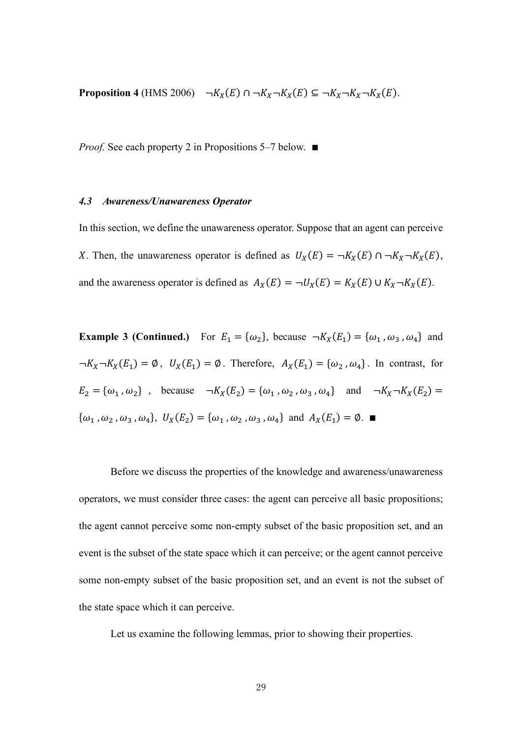**Proposition 4** (HMS 2006) $\neg K_X(E) \cap \neg K_X \neg K_X(E) \subseteq \neg K_X \neg K_X \neg K_X(E)$.

*Proof.* See each property 2 in Propositions 5–7 below. ■

### *4.3 Awareness/Unawareness Operator*

In this section, we define the unawareness operator. Suppose that an agent can perceive $X$. Then, the unawareness operator is defined as $U_X(E) = \neg K_X(E) \cap \neg K_X \neg K_X(E)$, and the awareness operator is defined as $A_X(E) = \neg U_X(E) = K_X(E) \cup K_X \neg K_X(E)$.

**Example 3 (Continued.)** For $E_1 = \{\omega_2\}$, because $\neg K_X(E_1) = \{\omega_1, \omega_3, \omega_4\}$ and $\neg K_X \neg K_X(E_1) = \emptyset$, $U_X(E_1) = \emptyset$. Therefore, $A_X(E_1) = \{\omega_2, \omega_4\}$. In contrast, for $E_2 = \{\omega_1, \omega_2\}$, because $\neg K_X(E_2) = \{\omega_1, \omega_2, \omega_3, \omega_4\}$ and $\neg K_X \neg K_X(E_2) = \{\omega_1, \omega_2, \omega_3, \omega_4\}$, $U_X(E_2) = \{\omega_1, \omega_2, \omega_3, \omega_4\}$ and $A_X(E_1) = \emptyset$. ■

Before we discuss the properties of the knowledge and awareness/unawareness operators, we must consider three cases: the agent can perceive all basic propositions; the agent cannot perceive some non-empty subset of the basic proposition set, and an event is the subset of the state space which it can perceive; or the agent cannot perceive some non-empty subset of the basic proposition set, and an event is not the subset of the state space which it can perceive.

Let us examine the following lemmas, prior to showing their properties.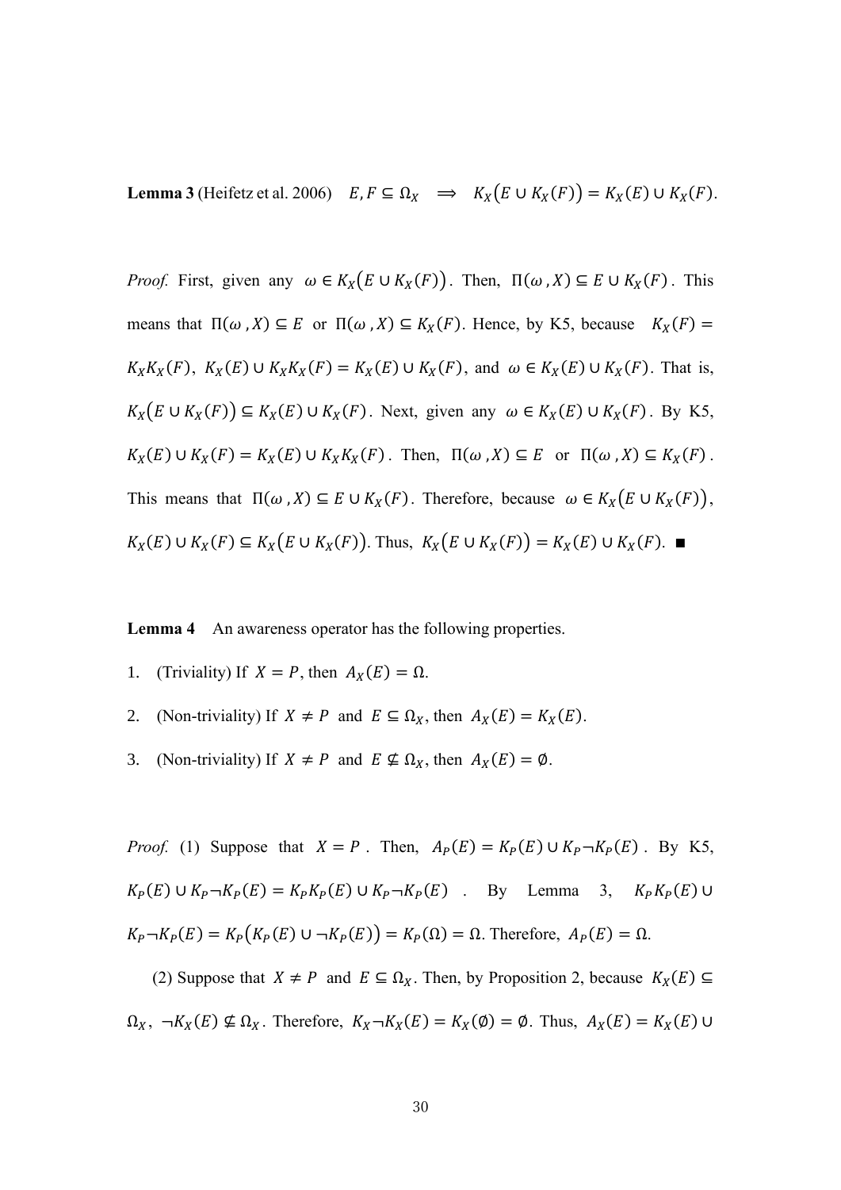**Lemma 3** (Heifetz et al. 2006) $E, F \subseteq \Omega_X \implies K_X(E \cup K_X(F)) = K_X(E) \cup K_X(F)$.

*Proof.* First, given any $\omega \in K_X(E \cup K_X(F))$. Then, $\Pi(\omega, X) \subseteq E \cup K_X(F)$. This means that $\Pi(\omega, X) \subseteq E$ or $\Pi(\omega, X) \subseteq K_X(F)$. Hence, by K5, because $K_X(F) = K_X K_X(F)$, $K_X(E) \cup K_X K_X(F) = K_X(E) \cup K_X(F)$, and $\omega \in K_X(E) \cup K_X(F)$. That is, $K_X(E \cup K_X(F)) \subseteq K_X(E) \cup K_X(F)$. Next, given any $\omega \in K_X(E) \cup K_X(F)$. By K5, $K_X(E) \cup K_X(F) = K_X(E) \cup K_X K_X(F)$. Then, $\Pi(\omega, X) \subseteq E$ or $\Pi(\omega, X) \subseteq K_X(F)$. This means that $\Pi(\omega, X) \subseteq E \cup K_X(F)$. Therefore, because $\omega \in K_X(E \cup K_X(F))$, $K_X(E) \cup K_X(F) \subseteq K_X(E \cup K_X(F))$. Thus, $K_X(E \cup K_X(F)) = K_X(E) \cup K_X(F)$. ∎

**Lemma 4** An awareness operator has the following properties.

1. (Triviality) If $X = P$, then $A_X(E) = \Omega$.
2. (Non-triviality) If $X \neq P$ and $E \subseteq \Omega_X$, then $A_X(E) = K_X(E)$.
3. (Non-triviality) If $X \neq P$ and $E \not\subseteq \Omega_X$, then $A_X(E) = \emptyset$.

*Proof.* (1) Suppose that $X = P$. Then, $A_P(E) = K_P(E) \cup K_P \neg K_P(E)$. By K5, $K_P(E) \cup K_P \neg K_P(E) = K_P K_P(E) \cup K_P \neg K_P(E)$. By Lemma 3, $K_P K_P(E) \cup K_P \neg K_P(E) = K_P(K_P(E) \cup \neg K_P(E)) = K_P(\Omega) = \Omega$. Therefore, $A_P(E) = \Omega$.

(2) Suppose that $X \neq P$ and $E \subseteq \Omega_X$. Then, by Proposition 2, because $K_X(E) \subseteq \Omega_X$, $\neg K_X(E) \not\subseteq \Omega_X$. Therefore, $K_X \neg K_X(E) = K_X(\emptyset) = \emptyset$. Thus, $A_X(E) = K_X(E) \cup$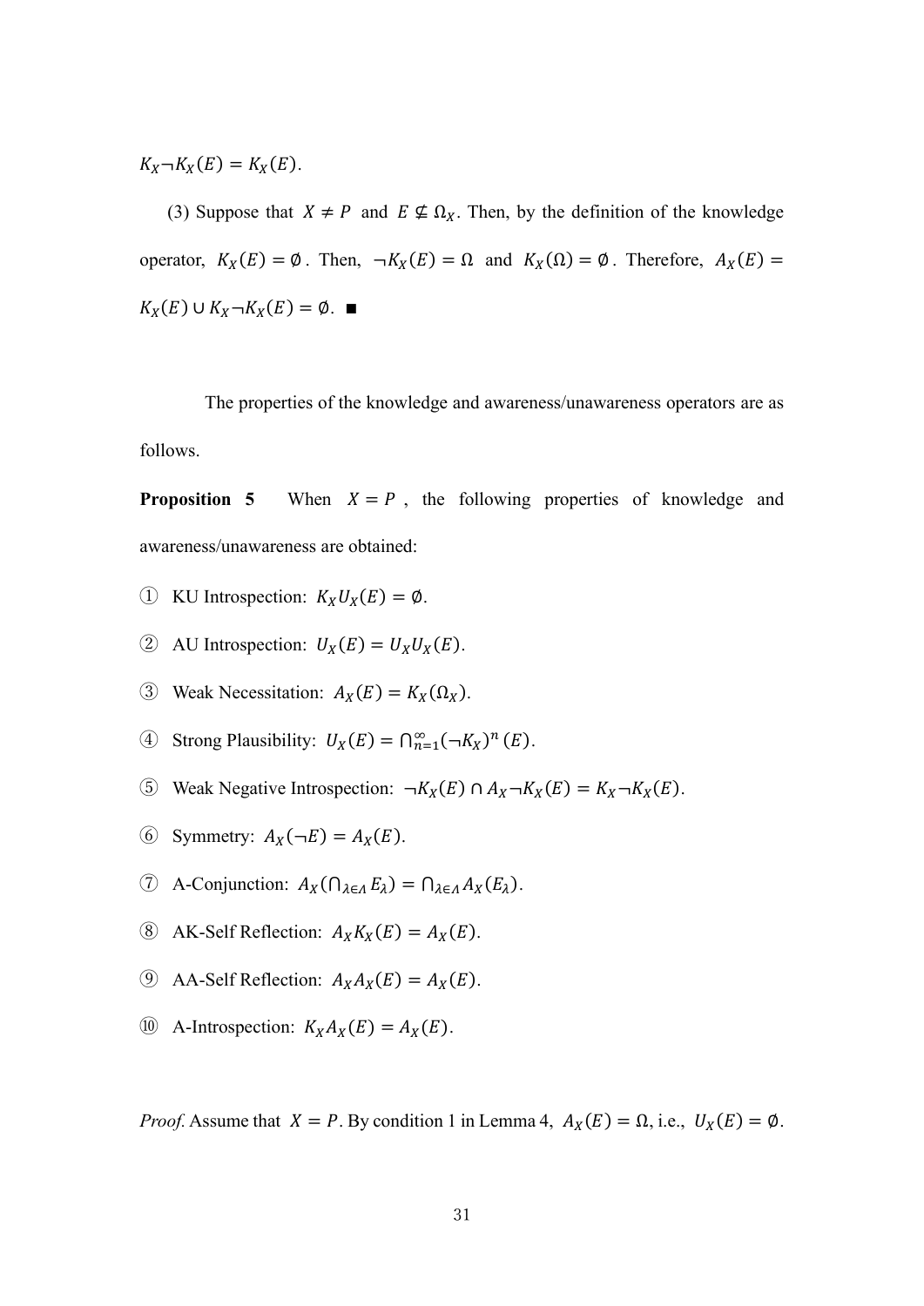$K_X \neg K_X(E) = K_X(E)$.

(3) Suppose that $X \neq P$ and $E \not\subseteq \Omega_X$. Then, by the definition of the knowledge operator, $K_X(E) = \emptyset$. Then, $\neg K_X(E) = \Omega$ and $K_X(\Omega) = \emptyset$. Therefore, $A_X(E) = K_X(E) \cup K_X \neg K_X(E) = \emptyset$. ■

The properties of the knowledge and awareness/unawareness operators are as follows.

**Proposition 5** When $X = P$, the following properties of knowledge and awareness/unawareness are obtained:

① KU Introspection: $K_X U_X(E) = \emptyset$.

② AU Introspection: $U_X(E) = U_X U_X(E)$.

③ Weak Necessitation: $A_X(E) = K_X(\Omega_X)$.

④ Strong Plausibility: $U_X(E) = \bigcap_{n=1}^{\infty} (\neg K_X)^n (E)$.

⑤ Weak Negative Introspection: $\neg K_X(E) \cap A_X \neg K_X(E) = K_X \neg K_X(E)$.

⑥ Symmetry: $A_X(\neg E) = A_X(E)$.

⑦ A-Conjunction: $A_X(\bigcap_{\lambda \in \Lambda} E_\lambda) = \bigcap_{\lambda \in \Lambda} A_X(E_\lambda)$.

⑧ AK-Self Reflection: $A_X K_X(E) = A_X(E)$.

⑨ AA-Self Reflection: $A_X A_X(E) = A_X(E)$.

⑩ A-Introspection: $K_X A_X(E) = A_X(E)$.

*Proof.* Assume that $X = P$. By condition 1 in Lemma 4, $A_X(E) = \Omega$, i.e., $U_X(E) = \emptyset$.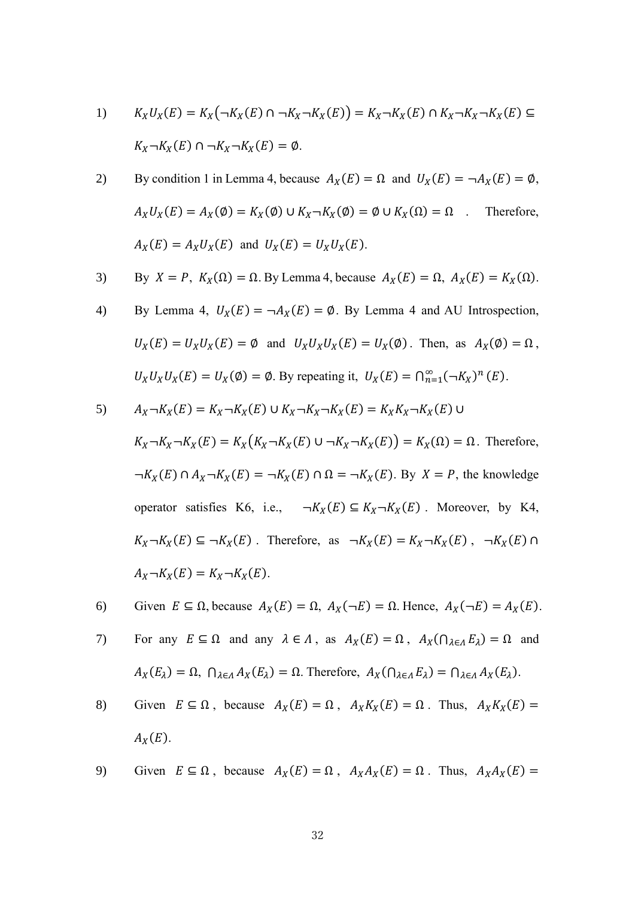1) $K_X U_X(E) = K_X\big(\neg K_X(E) \cap \neg K_X \neg K_X(E)\big) = K_X \neg K_X(E) \cap K_X \neg K_X \neg K_X(E) \subseteq K_X \neg K_X(E) \cap \neg K_X \neg K_X(E) = \emptyset$.

2) By condition 1 in Lemma 4, because $A_X(E) = \Omega$ and $U_X(E) = \neg A_X(E) = \emptyset$, $A_X U_X(E) = A_X(\emptyset) = K_X(\emptyset) \cup K_X \neg K_X(\emptyset) = \emptyset \cup K_X(\Omega) = \Omega$. Therefore, $A_X(E) = A_X U_X(E)$ and $U_X(E) = U_X U_X(E)$.

3) By $X = P$, $K_X(\Omega) = \Omega$. By Lemma 4, because $A_X(E) = \Omega$, $A_X(E) = K_X(\Omega)$.

4) By Lemma 4, $U_X(E) = \neg A_X(E) = \emptyset$. By Lemma 4 and AU Introspection, $U_X(E) = U_X U_X(E) = \emptyset$ and $U_X U_X U_X(E) = U_X(\emptyset)$. Then, as $A_X(\emptyset) = \Omega$, $U_X U_X U_X(E) = U_X(\emptyset) = \emptyset$. By repeating it, $U_X(E) = \bigcap_{n=1}^{\infty} (\neg K_X)^n (E)$.

5) $A_X \neg K_X(E) = K_X \neg K_X(E) \cup K_X \neg K_X \neg K_X(E) = K_X K_X \neg K_X(E) \cup K_X \neg K_X \neg K_X(E) = K_X\big(K_X \neg K_X(E) \cup \neg K_X \neg K_X(E)\big) = K_X(\Omega) = \Omega$. Therefore, $\neg K_X(E) \cap A_X \neg K_X(E) = \neg K_X(E) \cap \Omega = \neg K_X(E)$. By $X = P$, the knowledge operator satisfies K6, i.e., $\neg K_X(E) \subseteq K_X \neg K_X(E)$. Moreover, by K4, $K_X \neg K_X(E) \subseteq \neg K_X(E)$. Therefore, as $\neg K_X(E) = K_X \neg K_X(E)$, $\neg K_X(E) \cap A_X \neg K_X(E) = K_X \neg K_X(E)$.

6) Given $E \subseteq \Omega$, because $A_X(E) = \Omega$, $A_X(\neg E) = \Omega$. Hence, $A_X(\neg E) = A_X(E)$.

7) For any $E \subseteq \Omega$ and any $\lambda \in \Lambda$, as $A_X(E) = \Omega$, $A_X(\bigcap_{\lambda \in \Lambda} E_\lambda) = \Omega$ and $A_X(E_\lambda) = \Omega$, $\bigcap_{\lambda \in \Lambda} A_X(E_\lambda) = \Omega$. Therefore, $A_X(\bigcap_{\lambda \in \Lambda} E_\lambda) = \bigcap_{\lambda \in \Lambda} A_X(E_\lambda)$.

8) Given $E \subseteq \Omega$, because $A_X(E) = \Omega$, $A_X K_X(E) = \Omega$. Thus, $A_X K_X(E) = A_X(E)$.

9) Given $E \subseteq \Omega$, because $A_X(E) = \Omega$, $A_X A_X(E) = \Omega$. Thus, $A_X A_X(E) =$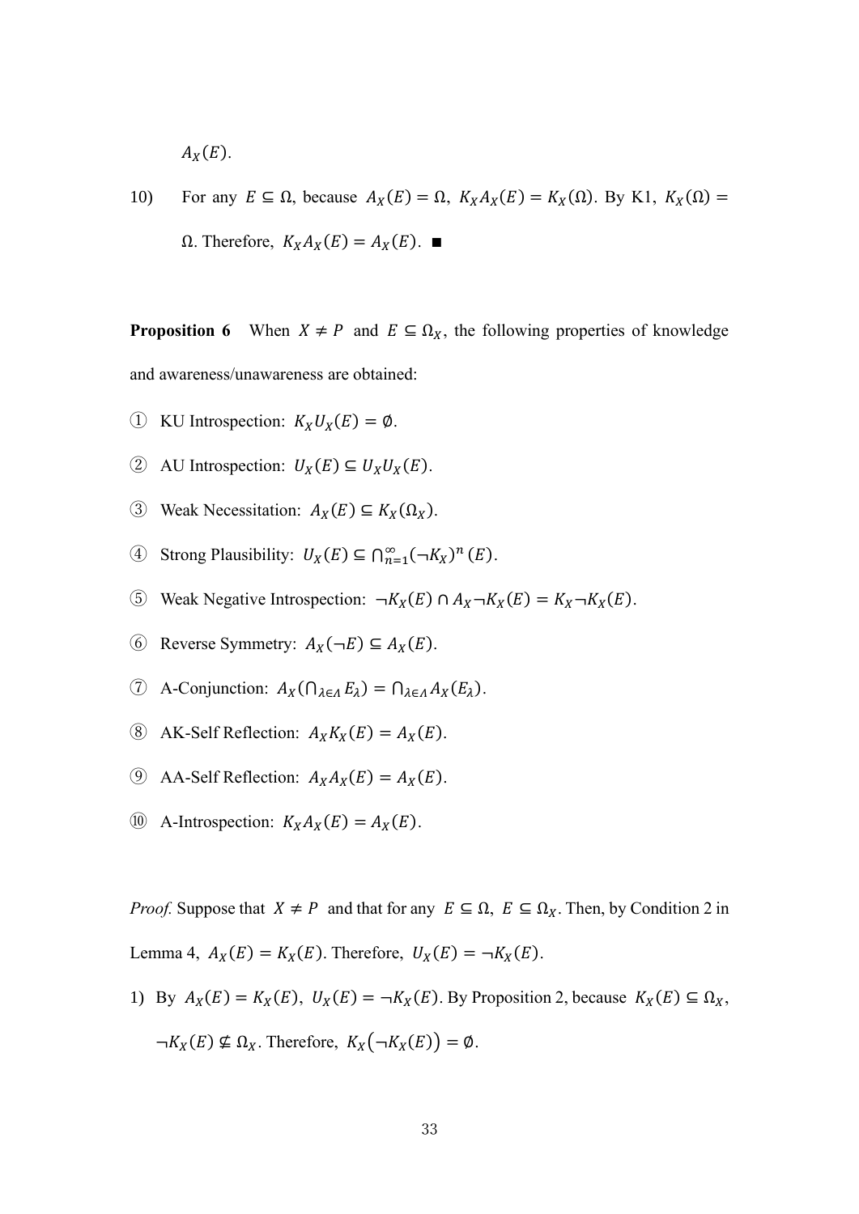$A_X(E)$.

10) For any $E \subseteq \Omega$, because $A_X(E) = \Omega$, $K_X A_X(E) = K_X(\Omega)$. By K1, $K_X(\Omega) = \Omega$. Therefore, $K_X A_X(E) = A_X(E)$. ■

**Proposition 6** When $X \neq P$ and $E \subseteq \Omega_X$, the following properties of knowledge and awareness/unawareness are obtained:

① KU Introspection: $K_X U_X(E) = \emptyset$.

② AU Introspection: $U_X(E) \subseteq U_X U_X(E)$.

③ Weak Necessitation: $A_X(E) \subseteq K_X(\Omega_X)$.

④ Strong Plausibility: $U_X(E) \subseteq \bigcap_{n=1}^{\infty} (\neg K_X)^n (E)$.

⑤ Weak Negative Introspection: $\neg K_X(E) \cap A_X \neg K_X(E) = K_X \neg K_X(E)$.

⑥ Reverse Symmetry: $A_X(\neg E) \subseteq A_X(E)$.

⑦ A-Conjunction: $A_X(\bigcap_{\lambda \in \Lambda} E_\lambda) = \bigcap_{\lambda \in \Lambda} A_X(E_\lambda)$.

⑧ AK-Self Reflection: $A_X K_X(E) = A_X(E)$.

⑨ AA-Self Reflection: $A_X A_X(E) = A_X(E)$.

⑩ A-Introspection: $K_X A_X(E) = A_X(E)$.

*Proof.* Suppose that $X \neq P$ and that for any $E \subseteq \Omega$, $E \subseteq \Omega_X$. Then, by Condition 2 in Lemma 4, $A_X(E) = K_X(E)$. Therefore, $U_X(E) = \neg K_X(E)$.

1) By $A_X(E) = K_X(E)$, $U_X(E) = \neg K_X(E)$. By Proposition 2, because $K_X(E) \subseteq \Omega_X$, $\neg K_X(E) \nsubseteq \Omega_X$. Therefore, $K_X(\neg K_X(E)) = \emptyset$.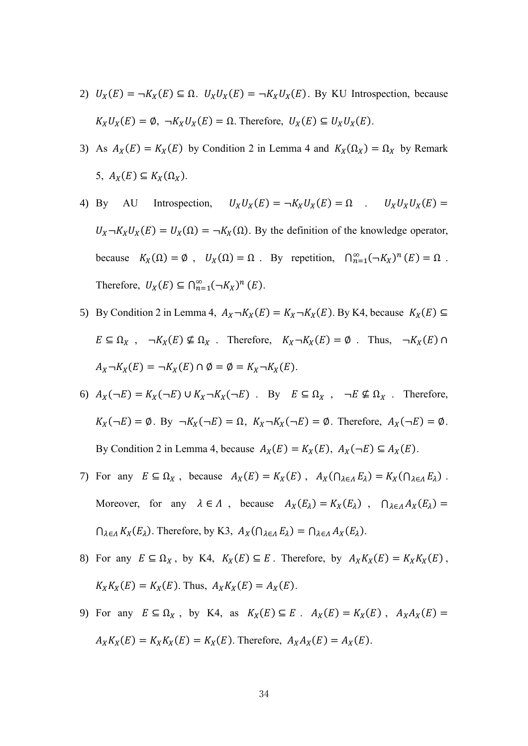2) $U_X(E) = \neg K_X(E) \subseteq \Omega$. $U_X U_X(E) = \neg K_X U_X(E)$. By KU Introspection, because $K_X U_X(E) = \emptyset$, $\neg K_X U_X(E) = \Omega$. Therefore, $U_X(E) \subseteq U_X U_X(E)$.

3) As $A_X(E) = K_X(E)$ by Condition 2 in Lemma 4 and $K_X(\Omega_X) = \Omega_X$ by Remark 5, $A_X(E) \subseteq K_X(\Omega_X)$.

4) By AU Introspection, $U_X U_X(E) = \neg K_X U_X(E) = \Omega$. $U_X U_X U_X(E) = U_X \neg K_X U_X(E) = U_X(\Omega) = \neg K_X(\Omega)$. By the definition of the knowledge operator, because $K_X(\Omega) = \emptyset$, $U_X(\Omega) = \Omega$. By repetition, $\bigcap_{n=1}^{\infty} (\neg K_X)^n (E) = \Omega$. Therefore, $U_X(E) \subseteq \bigcap_{n=1}^{\infty} (\neg K_X)^n (E)$.

5) By Condition 2 in Lemma 4, $A_X \neg K_X(E) = K_X \neg K_X(E)$. By K4, because $K_X(E) \subseteq E \subseteq \Omega_X$, $\neg K_X(E) \nsubseteq \Omega_X$. Therefore, $K_X \neg K_X(E) = \emptyset$. Thus, $\neg K_X(E) \cap A_X \neg K_X(E) = \neg K_X(E) \cap \emptyset = \emptyset = K_X \neg K_X(E)$.

6) $A_X(\neg E) = K_X(\neg E) \cup K_X \neg K_X(\neg E)$. By $E \subseteq \Omega_X$, $\neg E \nsubseteq \Omega_X$. Therefore, $K_X(\neg E) = \emptyset$. By $\neg K_X(\neg E) = \Omega$, $K_X \neg K_X(\neg E) = \emptyset$. Therefore, $A_X(\neg E) = \emptyset$. By Condition 2 in Lemma 4, because $A_X(E) = K_X(E)$, $A_X(\neg E) \subseteq A_X(E)$.

7) For any $E \subseteq \Omega_X$, because $A_X(E) = K_X(E)$, $A_X(\bigcap_{\lambda \in \Lambda} E_\lambda) = K_X(\bigcap_{\lambda \in \Lambda} E_\lambda)$. Moreover, for any $\lambda \in \Lambda$, because $A_X(E_\lambda) = K_X(E_\lambda)$, $\bigcap_{\lambda \in \Lambda} A_X(E_\lambda) = \bigcap_{\lambda \in \Lambda} K_X(E_\lambda)$. Therefore, by K3, $A_X(\bigcap_{\lambda \in \Lambda} E_\lambda) = \bigcap_{\lambda \in \Lambda} A_X(E_\lambda)$.

8) For any $E \subseteq \Omega_X$, by K4, $K_X(E) \subseteq E$. Therefore, by $A_X K_X(E) = K_X K_X(E)$, $K_X K_X(E) = K_X(E)$. Thus, $A_X K_X(E) = A_X(E)$.

9) For any $E \subseteq \Omega_X$, by K4, as $K_X(E) \subseteq E$. $A_X(E) = K_X(E)$, $A_X A_X(E) = A_X K_X(E) = K_X K_X(E) = K_X(E)$. Therefore, $A_X A_X(E) = A_X(E)$.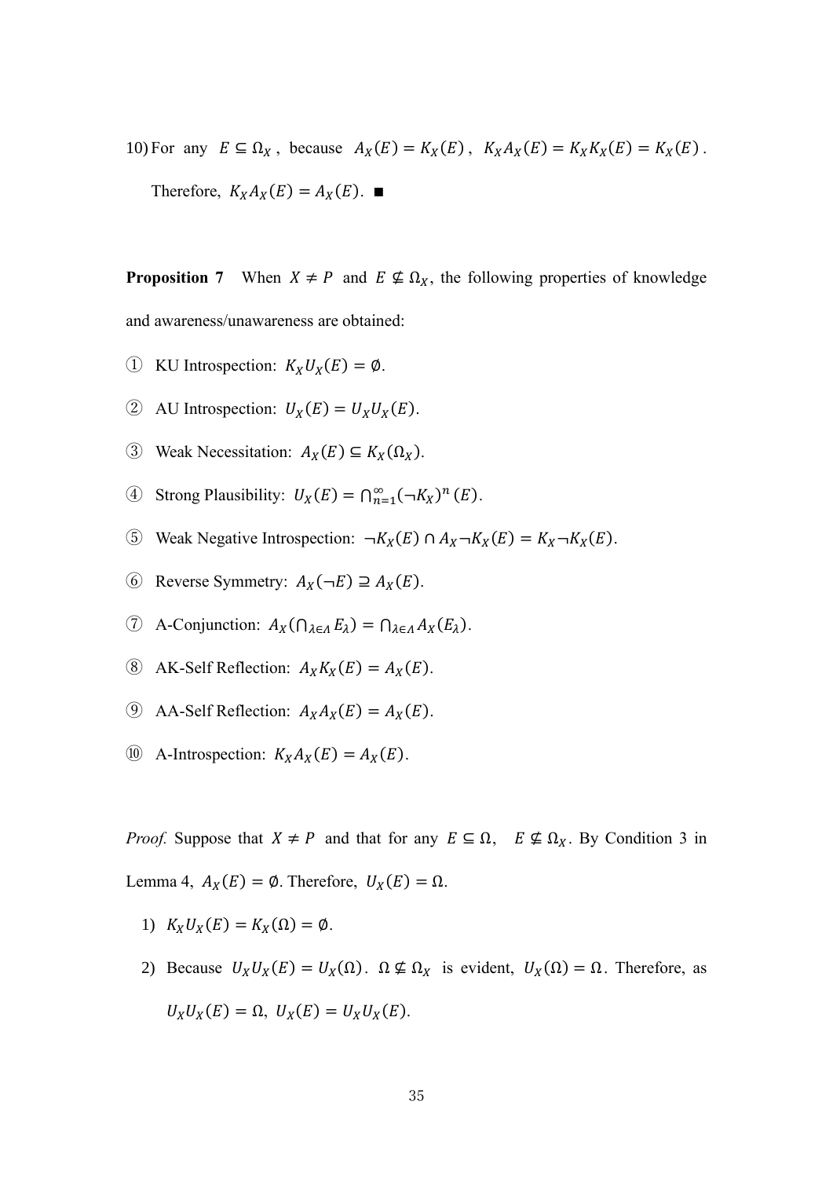10) For any $E \subseteq \Omega_X$, because $A_X(E) = K_X(E)$, $K_X A_X(E) = K_X K_X(E) = K_X(E)$. Therefore, $K_X A_X(E) = A_X(E)$. ■

**Proposition 7** When $X \neq P$ and $E \nsubseteq \Omega_X$, the following properties of knowledge and awareness/unawareness are obtained:

① KU Introspection: $K_X U_X(E) = \emptyset$.

② AU Introspection: $U_X(E) = U_X U_X(E)$.

③ Weak Necessitation: $A_X(E) \subseteq K_X(\Omega_X)$.

④ Strong Plausibility: $U_X(E) = \bigcap_{n=1}^{\infty} (\neg K_X)^n (E)$.

⑤ Weak Negative Introspection: $\neg K_X(E) \cap A_X \neg K_X(E) = K_X \neg K_X(E)$.

⑥ Reverse Symmetry: $A_X(\neg E) \supseteq A_X(E)$.

⑦ A-Conjunction: $A_X(\bigcap_{\lambda \in \Lambda} E_\lambda) = \bigcap_{\lambda \in \Lambda} A_X(E_\lambda)$.

⑧ AK-Self Reflection: $A_X K_X(E) = A_X(E)$.

⑨ AA-Self Reflection: $A_X A_X(E) = A_X(E)$.

⑩ A-Introspection: $K_X A_X(E) = A_X(E)$.

*Proof.* Suppose that $X \neq P$ and that for any $E \subseteq \Omega$, $E \nsubseteq \Omega_X$. By Condition 3 in Lemma 4, $A_X(E) = \emptyset$. Therefore, $U_X(E) = \Omega$.

1) $K_X U_X(E) = K_X(\Omega) = \emptyset$.

2) Because $U_X U_X(E) = U_X(\Omega)$. $\Omega \nsubseteq \Omega_X$ is evident, $U_X(\Omega) = \Omega$. Therefore, as $U_X U_X(E) = \Omega$, $U_X(E) = U_X U_X(E)$.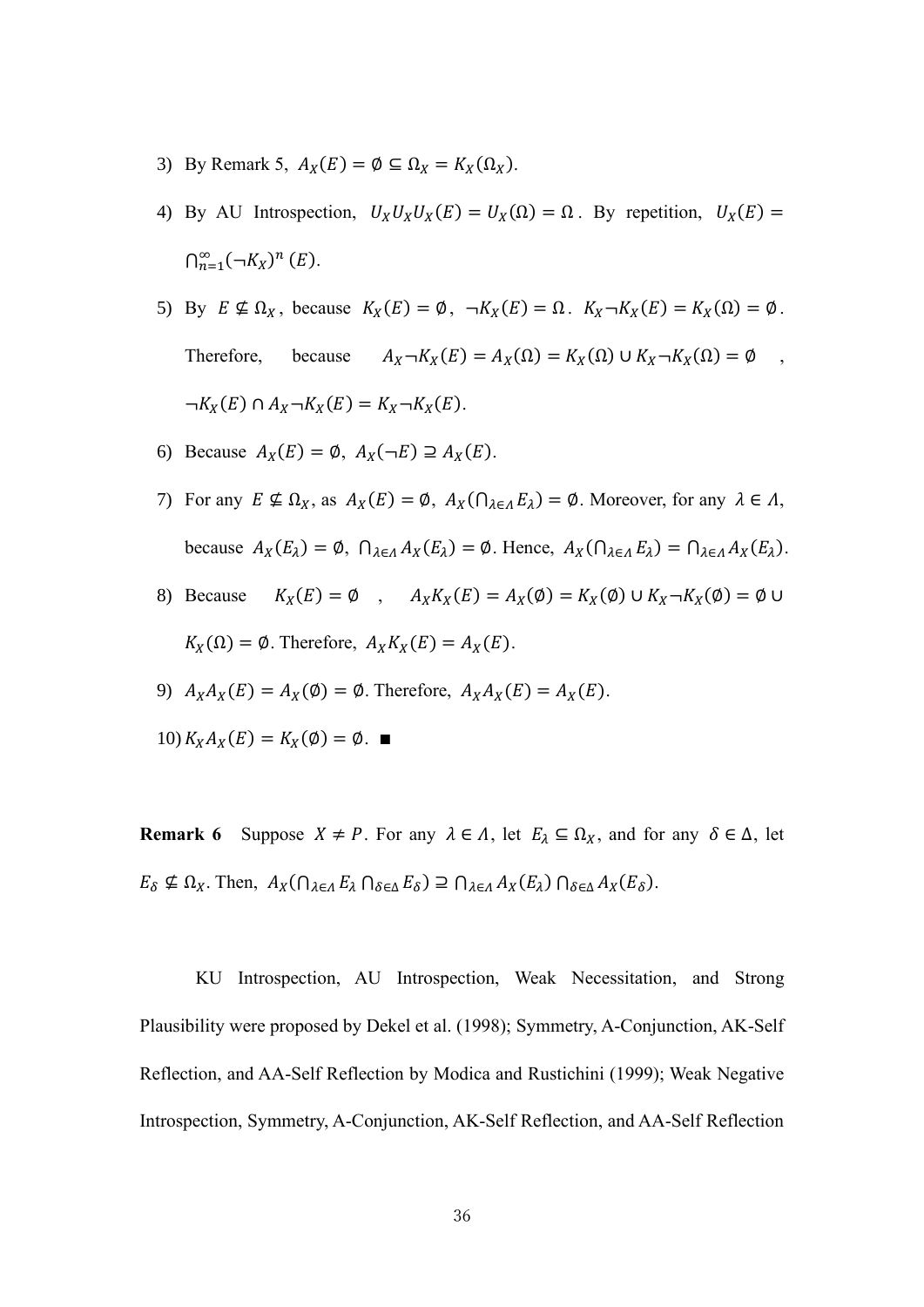3) By Remark 5, $A_X(E) = \emptyset \subseteq \Omega_X = K_X(\Omega_X)$.

4) By AU Introspection, $U_X U_X U_X(E) = U_X(\Omega) = \Omega$. By repetition, $U_X(E) = \bigcap_{n=1}^{\infty} (\neg K_X)^n (E)$.

5) By $E \nsubseteq \Omega_X$, because $K_X(E) = \emptyset$, $\neg K_X(E) = \Omega$. $K_X \neg K_X(E) = K_X(\Omega) = \emptyset$. Therefore, because $A_X \neg K_X(E) = A_X(\Omega) = K_X(\Omega) \cup K_X \neg K_X(\Omega) = \emptyset$, $\neg K_X(E) \cap A_X \neg K_X(E) = K_X \neg K_X(E)$.

6) Because $A_X(E) = \emptyset$, $A_X(\neg E) \supseteq A_X(E)$.

7) For any $E \nsubseteq \Omega_X$, as $A_X(E) = \emptyset$, $A_X(\bigcap_{\lambda \in \Lambda} E_\lambda) = \emptyset$. Moreover, for any $\lambda \in \Lambda$, because $A_X(E_\lambda) = \emptyset$, $\bigcap_{\lambda \in \Lambda} A_X(E_\lambda) = \emptyset$. Hence, $A_X(\bigcap_{\lambda \in \Lambda} E_\lambda) = \bigcap_{\lambda \in \Lambda} A_X(E_\lambda)$.

8) Because $K_X(E) = \emptyset$, $A_X K_X(E) = A_X(\emptyset) = K_X(\emptyset) \cup K_X \neg K_X(\emptyset) = \emptyset \cup K_X(\Omega) = \emptyset$. Therefore, $A_X K_X(E) = A_X(E)$.

9) $A_X A_X(E) = A_X(\emptyset) = \emptyset$. Therefore, $A_X A_X(E) = A_X(E)$.

10) $K_X A_X(E) = K_X(\emptyset) = \emptyset$. ■

**Remark 6** Suppose $X \neq P$. For any $\lambda \in \Lambda$, let $E_\lambda \subseteq \Omega_X$, and for any $\delta \in \Delta$, let $E_\delta \nsubseteq \Omega_X$. Then, $A_X(\bigcap_{\lambda \in \Lambda} E_\lambda \bigcap_{\delta \in \Delta} E_\delta) \supseteq \bigcap_{\lambda \in \Lambda} A_X(E_\lambda) \bigcap_{\delta \in \Delta} A_X(E_\delta)$.

KU Introspection, AU Introspection, Weak Necessitation, and Strong Plausibility were proposed by Dekel et al. (1998); Symmetry, A-Conjunction, AK-Self Reflection, and AA-Self Reflection by Modica and Rustichini (1999); Weak Negative Introspection, Symmetry, A-Conjunction, AK-Self Reflection, and AA-Self Reflection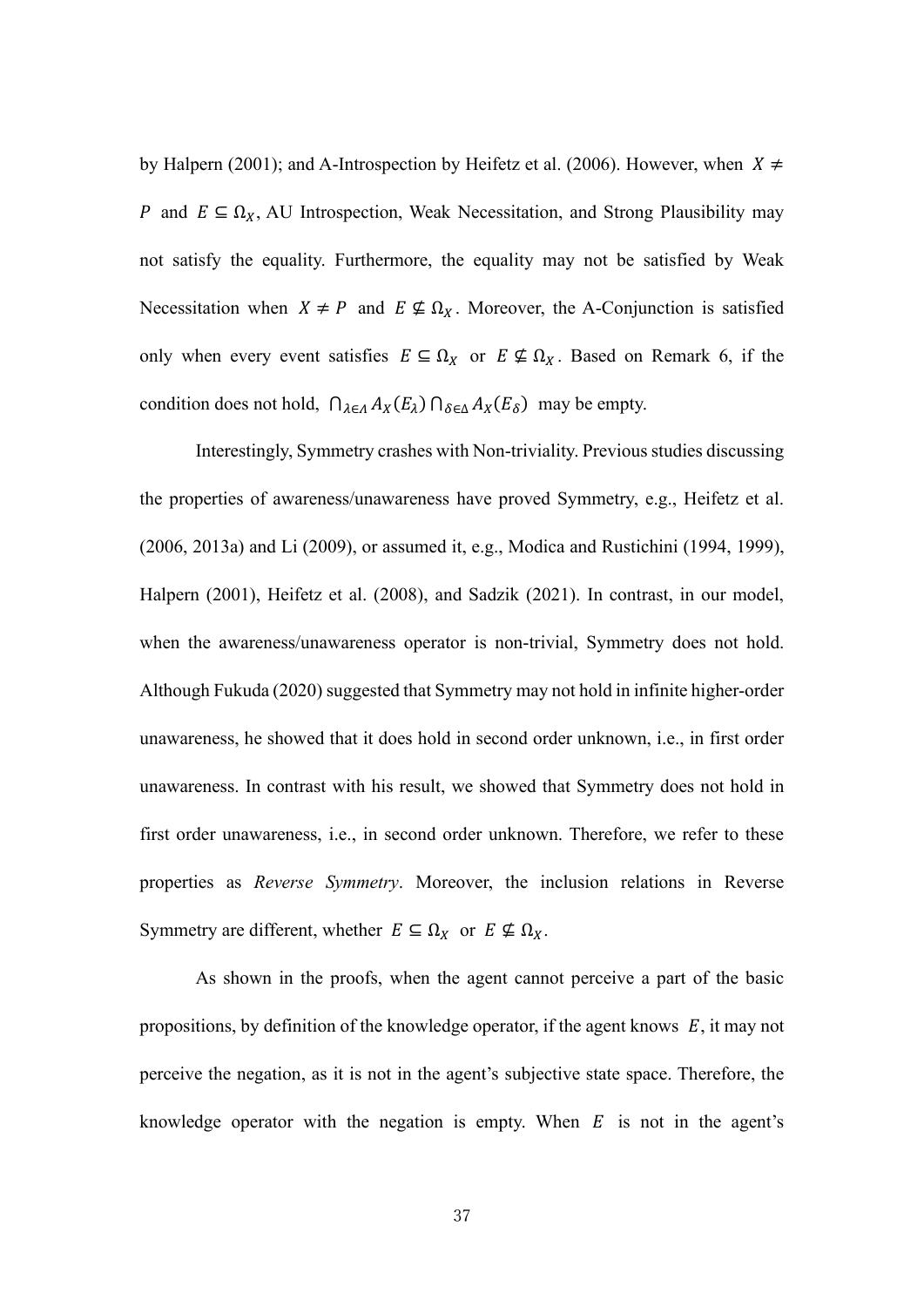by Halpern (2001); and A-Introspection by Heifetz et al. (2006). However, when $X \neq P$ and $E \subseteq \Omega_X$, AU Introspection, Weak Necessitation, and Strong Plausibility may not satisfy the equality. Furthermore, the equality may not be satisfied by Weak Necessitation when $X \neq P$ and $E \nsubseteq \Omega_X$. Moreover, the A-Conjunction is satisfied only when every event satisfies $E \subseteq \Omega_X$ or $E \nsubseteq \Omega_X$. Based on Remark 6, if the condition does not hold, $\bigcap_{\lambda \in \Lambda} A_X(E_\lambda) \bigcap_{\delta \in \Delta} A_X(E_\delta)$ may be empty.

Interestingly, Symmetry crashes with Non-triviality. Previous studies discussing the properties of awareness/unawareness have proved Symmetry, e.g., Heifetz et al. (2006, 2013a) and Li (2009), or assumed it, e.g., Modica and Rustichini (1994, 1999), Halpern (2001), Heifetz et al. (2008), and Sadzik (2021). In contrast, in our model, when the awareness/unawareness operator is non-trivial, Symmetry does not hold. Although Fukuda (2020) suggested that Symmetry may not hold in infinite higher-order unawareness, he showed that it does hold in second order unknown, i.e., in first order unawareness. In contrast with his result, we showed that Symmetry does not hold in first order unawareness, i.e., in second order unknown. Therefore, we refer to these properties as *Reverse Symmetry*. Moreover, the inclusion relations in Reverse Symmetry are different, whether $E \subseteq \Omega_X$ or $E \nsubseteq \Omega_X$.

As shown in the proofs, when the agent cannot perceive a part of the basic propositions, by definition of the knowledge operator, if the agent knows $E$, it may not perceive the negation, as it is not in the agent's subjective state space. Therefore, the knowledge operator with the negation is empty. When $E$ is not in the agent's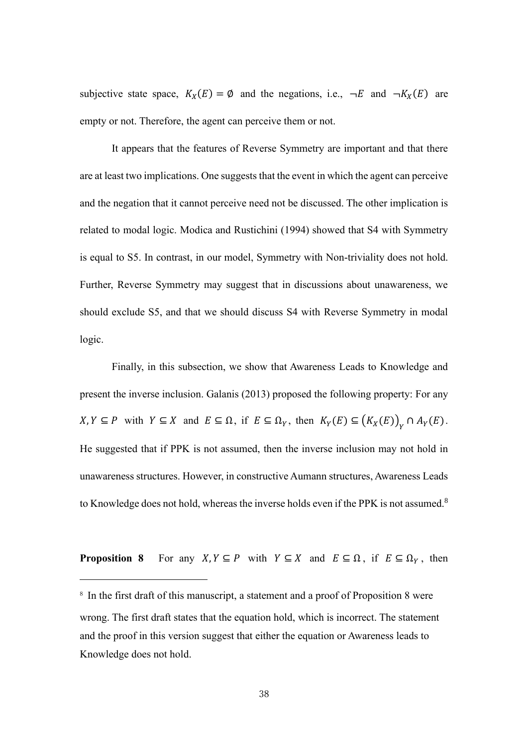subjective state space, $K_X(E) = \emptyset$ and the negations, i.e., $\neg E$ and $\neg K_X(E)$ are empty or not. Therefore, the agent can perceive them or not.

It appears that the features of Reverse Symmetry are important and that there are at least two implications. One suggests that the event in which the agent can perceive and the negation that it cannot perceive need not be discussed. The other implication is related to modal logic. Modica and Rustichini (1994) showed that S4 with Symmetry is equal to S5. In contrast, in our model, Symmetry with Non-triviality does not hold. Further, Reverse Symmetry may suggest that in discussions about unawareness, we should exclude S5, and that we should discuss S4 with Reverse Symmetry in modal logic.

Finally, in this subsection, we show that Awareness Leads to Knowledge and present the inverse inclusion. Galanis (2013) proposed the following property: For any $X, Y \subseteq P$ with $Y \subseteq X$ and $E \subseteq \Omega$, if $E \subseteq \Omega_Y$, then $K_Y(E) \subseteq \left(K_X(E)\right)_Y \cap A_Y(E)$. He suggested that if PPK is not assumed, then the inverse inclusion may not hold in unawareness structures. However, in constructive Aumann structures, Awareness Leads to Knowledge does not hold, whereas the inverse holds even if the PPK is not assumed.[8]

**Proposition 8** For any $X, Y \subseteq P$ with $Y \subseteq X$ and $E \subseteq \Omega$, if $E \subseteq \Omega_Y$, then

[8] In the first draft of this manuscript, a statement and a proof of Proposition 8 were wrong. The first draft states that the equation hold, which is incorrect. The statement and the proof in this version suggest that either the equation or Awareness leads to Knowledge does not hold.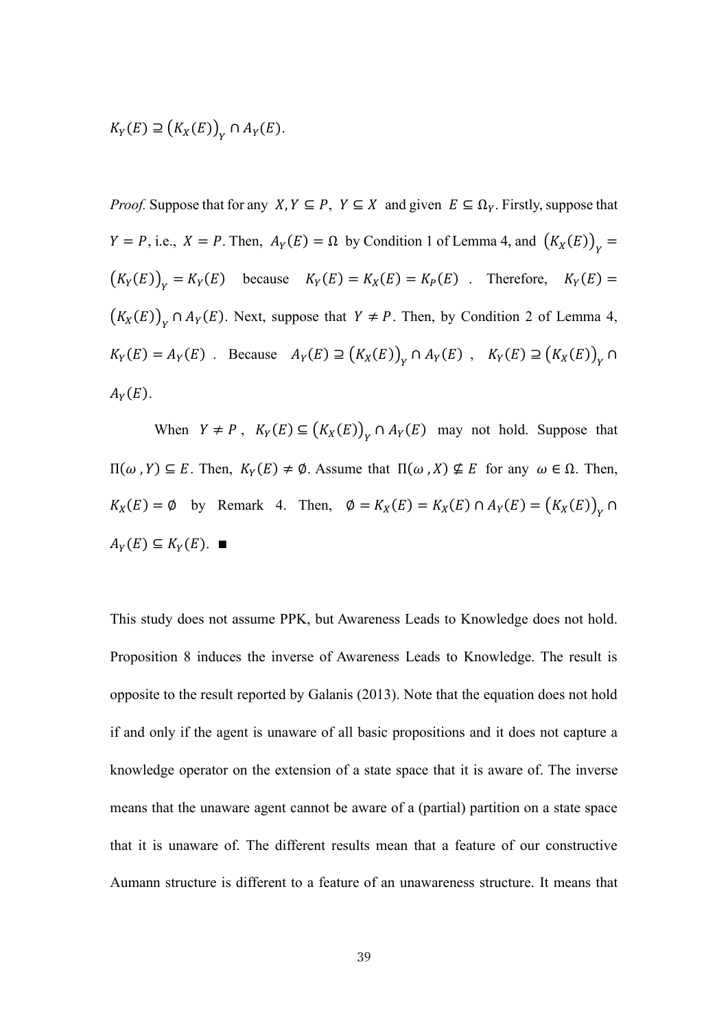$K_Y(E) \supseteq \left(K_X(E)\right)_Y \cap A_Y(E)$.

*Proof.* Suppose that for any $X, Y \subseteq P$, $Y \subseteq X$ and given $E \subseteq \Omega_Y$. Firstly, suppose that $Y = P$, i.e., $X = P$. Then, $A_Y(E) = \Omega$ by Condition 1 of Lemma 4, and $\left(K_X(E)\right)_Y = \left(K_Y(E)\right)_Y = K_Y(E)$ because $K_Y(E) = K_X(E) = K_P(E)$. Therefore, $K_Y(E) = \left(K_X(E)\right)_Y \cap A_Y(E)$. Next, suppose that $Y \neq P$. Then, by Condition 2 of Lemma 4, $K_Y(E) = A_Y(E)$. Because $A_Y(E) \supseteq \left(K_X(E)\right)_Y \cap A_Y(E)$, $K_Y(E) \supseteq \left(K_X(E)\right)_Y \cap A_Y(E)$.

When $Y \neq P$, $K_Y(E) \subseteq \left(K_X(E)\right)_Y \cap A_Y(E)$ may not hold. Suppose that $\Pi(\omega, Y) \subseteq E$. Then, $K_Y(E) \neq \emptyset$. Assume that $\Pi(\omega, X) \nsubseteq E$ for any $\omega \in \Omega$. Then, $K_X(E) = \emptyset$ by Remark 4. Then, $\emptyset = K_X(E) = K_X(E) \cap A_Y(E) = \left(K_X(E)\right)_Y \cap A_Y(E) \subseteq K_Y(E)$. ■

This study does not assume PPK, but Awareness Leads to Knowledge does not hold. Proposition 8 induces the inverse of Awareness Leads to Knowledge. The result is opposite to the result reported by Galanis (2013). Note that the equation does not hold if and only if the agent is unaware of all basic propositions and it does not capture a knowledge operator on the extension of a state space that it is aware of. The inverse means that the unaware agent cannot be aware of a (partial) partition on a state space that it is unaware of. The different results mean that a feature of our constructive Aumann structure is different to a feature of an unawareness structure. It means that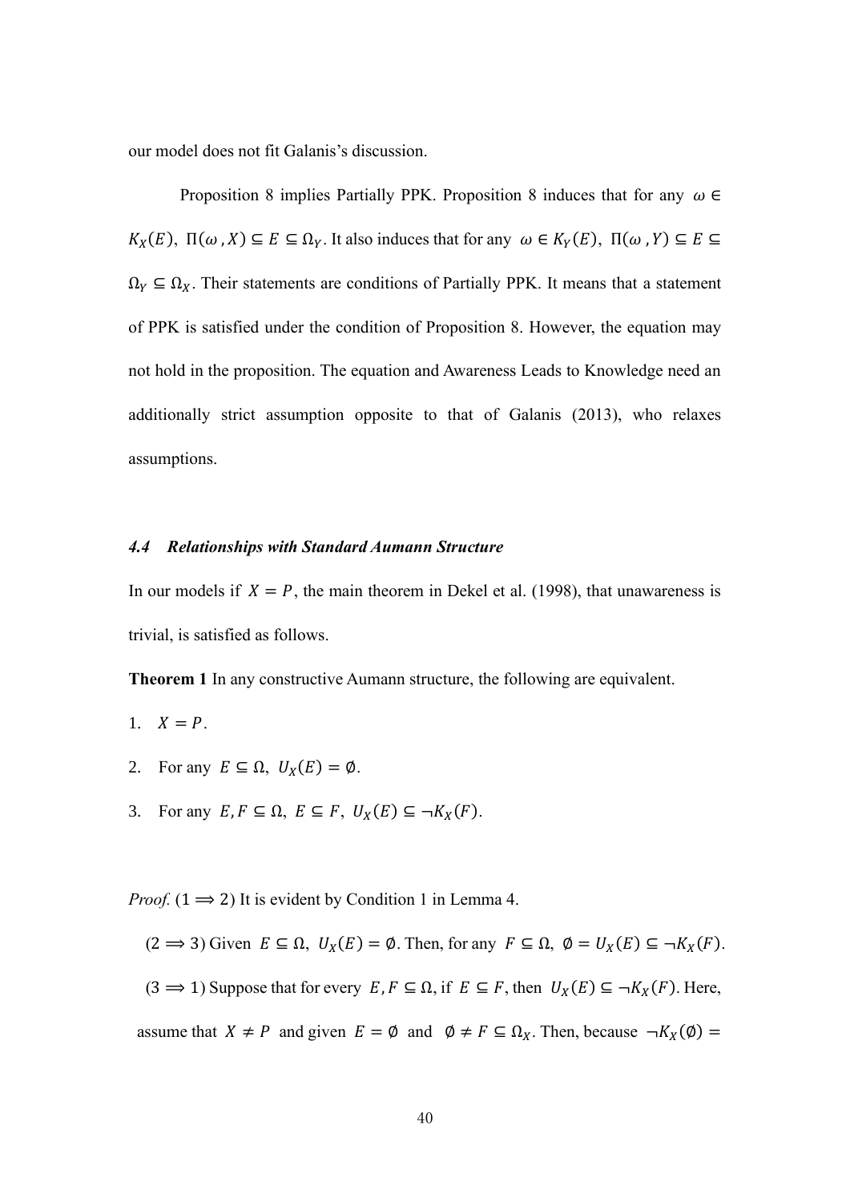our model does not fit Galanis's discussion.

Proposition 8 implies Partially PPK. Proposition 8 induces that for any $\omega \in K_X(E)$, $\Pi(\omega, X) \subseteq E \subseteq \Omega_Y$. It also induces that for any $\omega \in K_Y(E)$, $\Pi(\omega, Y) \subseteq E \subseteq \Omega_Y \subseteq \Omega_X$. Their statements are conditions of Partially PPK. It means that a statement of PPK is satisfied under the condition of Proposition 8. However, the equation may not hold in the proposition. The equation and Awareness Leads to Knowledge need an additionally strict assumption opposite to that of Galanis (2013), who relaxes assumptions.

### *4.4 Relationships with Standard Aumann Structure*

In our models if $X = P$, the main theorem in Dekel et al. (1998), that unawareness is trivial, is satisfied as follows.

**Theorem 1** In any constructive Aumann structure, the following are equivalent.

1. $X = P$.
2. For any $E \subseteq \Omega$, $U_X(E) = \emptyset$.
3. For any $E, F \subseteq \Omega$, $E \subseteq F$, $U_X(E) \subseteq \neg K_X(F)$.

*Proof.* ($1 \Longrightarrow 2$) It is evident by Condition 1 in Lemma 4.

($2 \Longrightarrow 3$) Given $E \subseteq \Omega$, $U_X(E) = \emptyset$. Then, for any $F \subseteq \Omega$, $\emptyset = U_X(E) \subseteq \neg K_X(F)$.

($3 \Longrightarrow 1$) Suppose that for every $E, F \subseteq \Omega$, if $E \subseteq F$, then $U_X(E) \subseteq \neg K_X(F)$. Here, assume that $X \neq P$ and given $E = \emptyset$ and $\emptyset \neq F \subseteq \Omega_X$. Then, because $\neg K_X(\emptyset) =$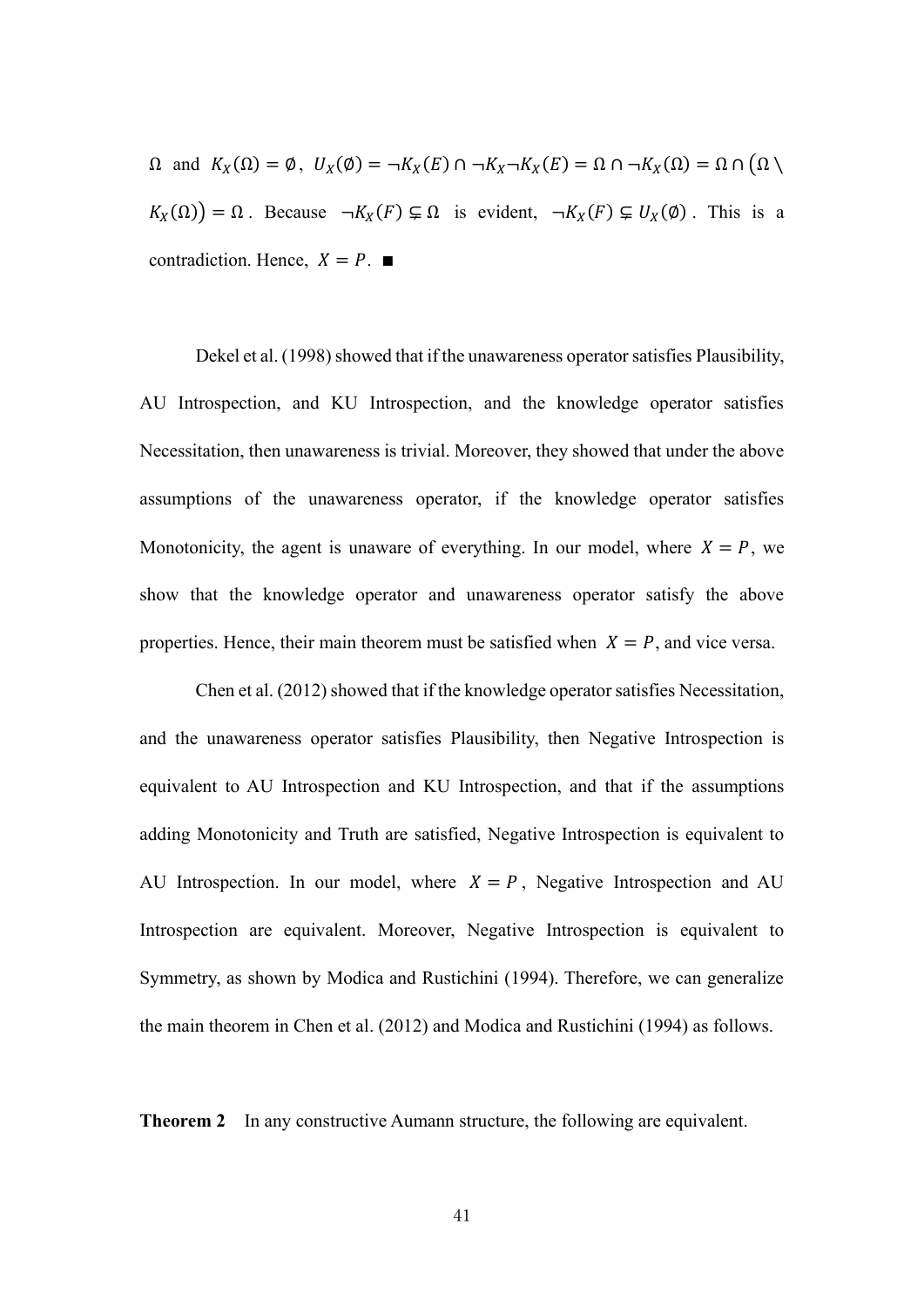$\Omega$ and $K_X(\Omega) = \emptyset$, $U_X(\emptyset) = \neg K_X(E) \cap \neg K_X \neg K_X(E) = \Omega \cap \neg K_X(\Omega) = \Omega \cap (\Omega \setminus K_X(\Omega)) = \Omega$. Because $\neg K_X(F) \subsetneq \Omega$ is evident, $\neg K_X(F) \subsetneq U_X(\emptyset)$. This is a contradiction. Hence, $X = P$. ■

Dekel et al. (1998) showed that if the unawareness operator satisfies Plausibility, AU Introspection, and KU Introspection, and the knowledge operator satisfies Necessitation, then unawareness is trivial. Moreover, they showed that under the above assumptions of the unawareness operator, if the knowledge operator satisfies Monotonicity, the agent is unaware of everything. In our model, where $X = P$, we show that the knowledge operator and unawareness operator satisfy the above properties. Hence, their main theorem must be satisfied when $X = P$, and vice versa.

Chen et al. (2012) showed that if the knowledge operator satisfies Necessitation, and the unawareness operator satisfies Plausibility, then Negative Introspection is equivalent to AU Introspection and KU Introspection, and that if the assumptions adding Monotonicity and Truth are satisfied, Negative Introspection is equivalent to AU Introspection. In our model, where $X = P$, Negative Introspection and AU Introspection are equivalent. Moreover, Negative Introspection is equivalent to Symmetry, as shown by Modica and Rustichini (1994). Therefore, we can generalize the main theorem in Chen et al. (2012) and Modica and Rustichini (1994) as follows.

**Theorem 2** In any constructive Aumann structure, the following are equivalent.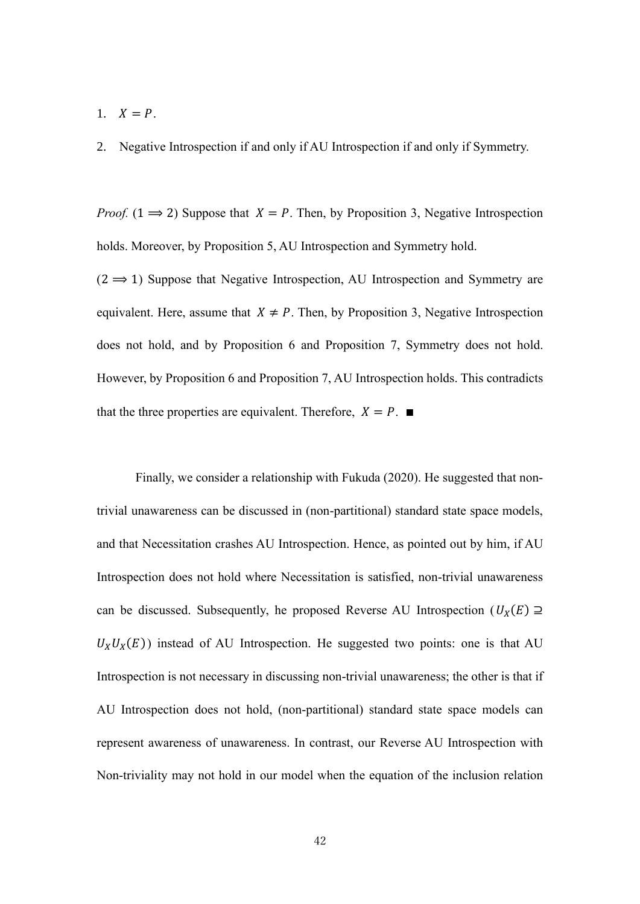1. $X = P$.

2. Negative Introspection if and only if AU Introspection if and only if Symmetry.

*Proof.* ($1 \Longrightarrow 2$) Suppose that $X = P$. Then, by Proposition 3, Negative Introspection holds. Moreover, by Proposition 5, AU Introspection and Symmetry hold.

($2 \Longrightarrow 1$) Suppose that Negative Introspection, AU Introspection and Symmetry are equivalent. Here, assume that $X \neq P$. Then, by Proposition 3, Negative Introspection does not hold, and by Proposition 6 and Proposition 7, Symmetry does not hold. However, by Proposition 6 and Proposition 7, AU Introspection holds. This contradicts that the three properties are equivalent. Therefore, $X = P$. ■

Finally, we consider a relationship with Fukuda (2020). He suggested that non-trivial unawareness can be discussed in (non-partitional) standard state space models, and that Necessitation crashes AU Introspection. Hence, as pointed out by him, if AU Introspection does not hold where Necessitation is satisfied, non-trivial unawareness can be discussed. Subsequently, he proposed Reverse AU Introspection ($U_X(E) \supseteq U_X U_X(E)$) instead of AU Introspection. He suggested two points: one is that AU Introspection is not necessary in discussing non-trivial unawareness; the other is that if AU Introspection does not hold, (non-partitional) standard state space models can represent awareness of unawareness. In contrast, our Reverse AU Introspection with Non-triviality may not hold in our model when the equation of the inclusion relation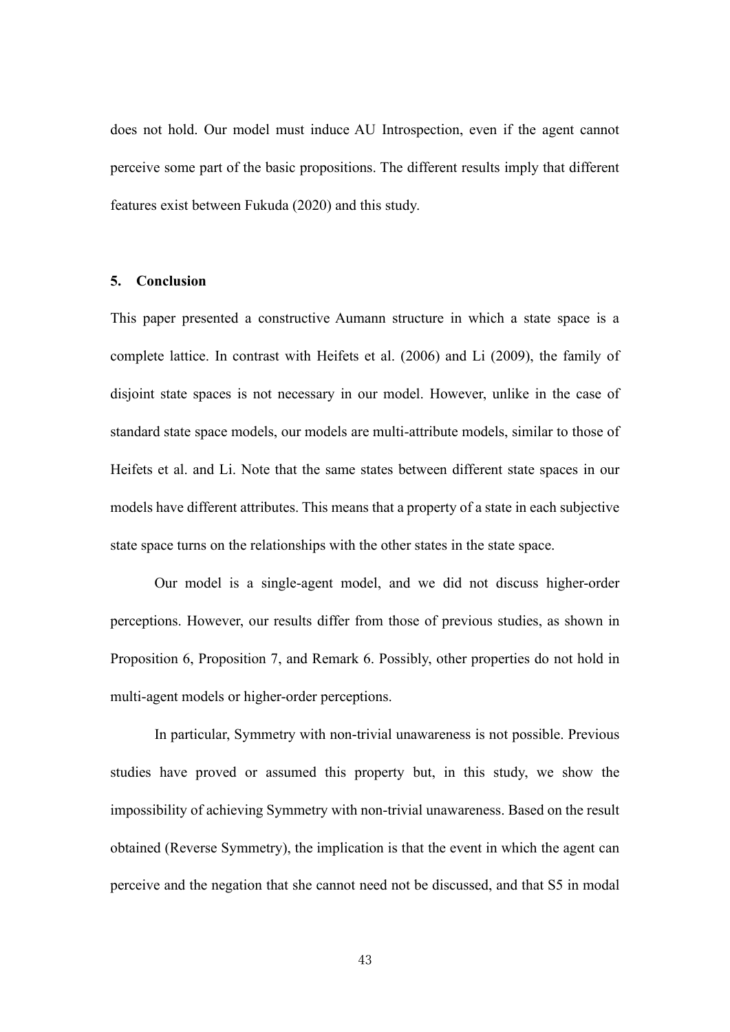does not hold. Our model must induce AU Introspection, even if the agent cannot perceive some part of the basic propositions. The different results imply that different features exist between Fukuda (2020) and this study.

## 5. Conclusion

This paper presented a constructive Aumann structure in which a state space is a complete lattice. In contrast with Heifets et al. (2006) and Li (2009), the family of disjoint state spaces is not necessary in our model. However, unlike in the case of standard state space models, our models are multi-attribute models, similar to those of Heifets et al. and Li. Note that the same states between different state spaces in our models have different attributes. This means that a property of a state in each subjective state space turns on the relationships with the other states in the state space.

Our model is a single-agent model, and we did not discuss higher-order perceptions. However, our results differ from those of previous studies, as shown in Proposition 6, Proposition 7, and Remark 6. Possibly, other properties do not hold in multi-agent models or higher-order perceptions.

In particular, Symmetry with non-trivial unawareness is not possible. Previous studies have proved or assumed this property but, in this study, we show the impossibility of achieving Symmetry with non-trivial unawareness. Based on the result obtained (Reverse Symmetry), the implication is that the event in which the agent can perceive and the negation that she cannot need not be discussed, and that S5 in modal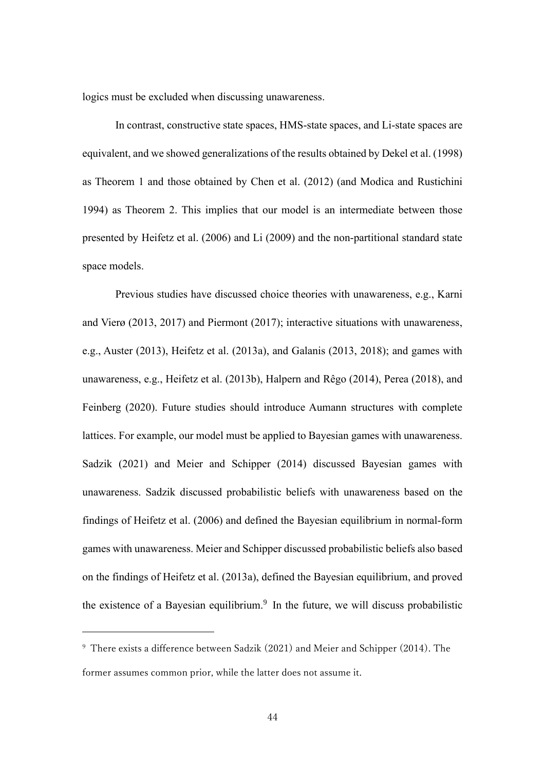logics must be excluded when discussing unawareness.

In contrast, constructive state spaces, HMS-state spaces, and Li-state spaces are equivalent, and we showed generalizations of the results obtained by Dekel et al. (1998) as Theorem 1 and those obtained by Chen et al. (2012) (and Modica and Rustichini 1994) as Theorem 2. This implies that our model is an intermediate between those presented by Heifetz et al. (2006) and Li (2009) and the non-partitional standard state space models.

Previous studies have discussed choice theories with unawareness, e.g., Karni and Vierø (2013, 2017) and Piermont (2017); interactive situations with unawareness, e.g., Auster (2013), Heifetz et al. (2013a), and Galanis (2013, 2018); and games with unawareness, e.g., Heifetz et al. (2013b), Halpern and Rêgo (2014), Perea (2018), and Feinberg (2020). Future studies should introduce Aumann structures with complete lattices. For example, our model must be applied to Bayesian games with unawareness. Sadzik (2021) and Meier and Schipper (2014) discussed Bayesian games with unawareness. Sadzik discussed probabilistic beliefs with unawareness based on the findings of Heifetz et al. (2006) and defined the Bayesian equilibrium in normal-form games with unawareness. Meier and Schipper discussed probabilistic beliefs also based on the findings of Heifetz et al. (2013a), defined the Bayesian equilibrium, and proved the existence of a Bayesian equilibrium.[9] In the future, we will discuss probabilistic

[9] There exists a difference between Sadzik (2021) and Meier and Schipper (2014). The former assumes common prior, while the latter does not assume it.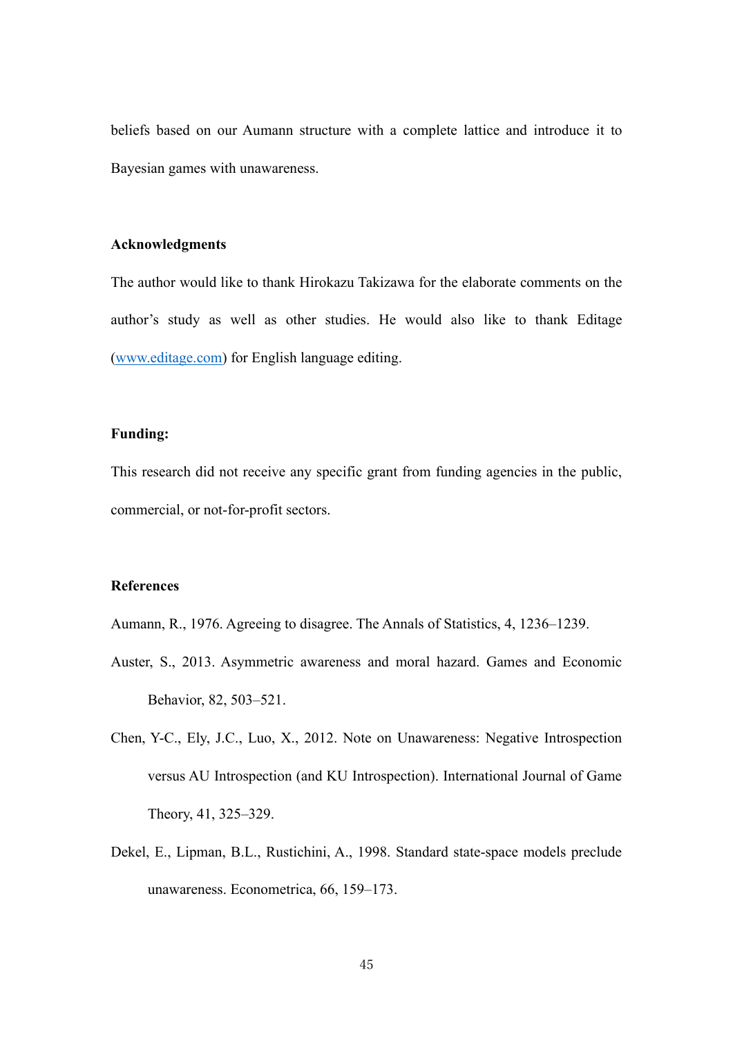beliefs based on our Aumann structure with a complete lattice and introduce it to Bayesian games with unawareness.

**Acknowledgments**

The author would like to thank Hirokazu Takizawa for the elaborate comments on the author's study as well as other studies. He would also like to thank Editage (www.editage.com) for English language editing.

**Funding:**

This research did not receive any specific grant from funding agencies in the public, commercial, or not-for-profit sectors.

**References**

Aumann, R., 1976. Agreeing to disagree. The Annals of Statistics, 4, 1236–1239.

Auster, S., 2013. Asymmetric awareness and moral hazard. Games and Economic Behavior, 82, 503–521.

Chen, Y-C., Ely, J.C., Luo, X., 2012. Note on Unawareness: Negative Introspection versus AU Introspection (and KU Introspection). International Journal of Game Theory, 41, 325–329.

Dekel, E., Lipman, B.L., Rustichini, A., 1998. Standard state-space models preclude unawareness. Econometrica, 66, 159–173.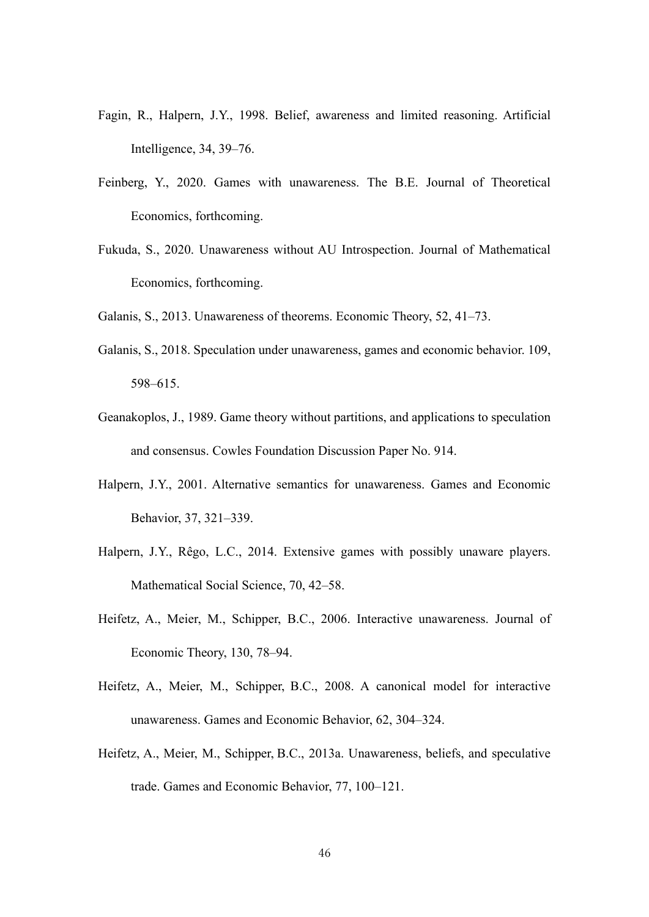Fagin, R., Halpern, J.Y., 1998. Belief, awareness and limited reasoning. Artificial Intelligence, 34, 39–76.

Feinberg, Y., 2020. Games with unawareness. The B.E. Journal of Theoretical Economics, forthcoming.

Fukuda, S., 2020. Unawareness without AU Introspection. Journal of Mathematical Economics, forthcoming.

Galanis, S., 2013. Unawareness of theorems. Economic Theory, 52, 41–73.

Galanis, S., 2018. Speculation under unawareness, games and economic behavior. 109, 598–615.

Geanakoplos, J., 1989. Game theory without partitions, and applications to speculation and consensus. Cowles Foundation Discussion Paper No. 914.

Halpern, J.Y., 2001. Alternative semantics for unawareness. Games and Economic Behavior, 37, 321–339.

Halpern, J.Y., Rêgo, L.C., 2014. Extensive games with possibly unaware players. Mathematical Social Science, 70, 42–58.

Heifetz, A., Meier, M., Schipper, B.C., 2006. Interactive unawareness. Journal of Economic Theory, 130, 78–94.

Heifetz, A., Meier, M., Schipper, B.C., 2008. A canonical model for interactive unawareness. Games and Economic Behavior, 62, 304–324.

Heifetz, A., Meier, M., Schipper, B.C., 2013a. Unawareness, beliefs, and speculative trade. Games and Economic Behavior, 77, 100–121.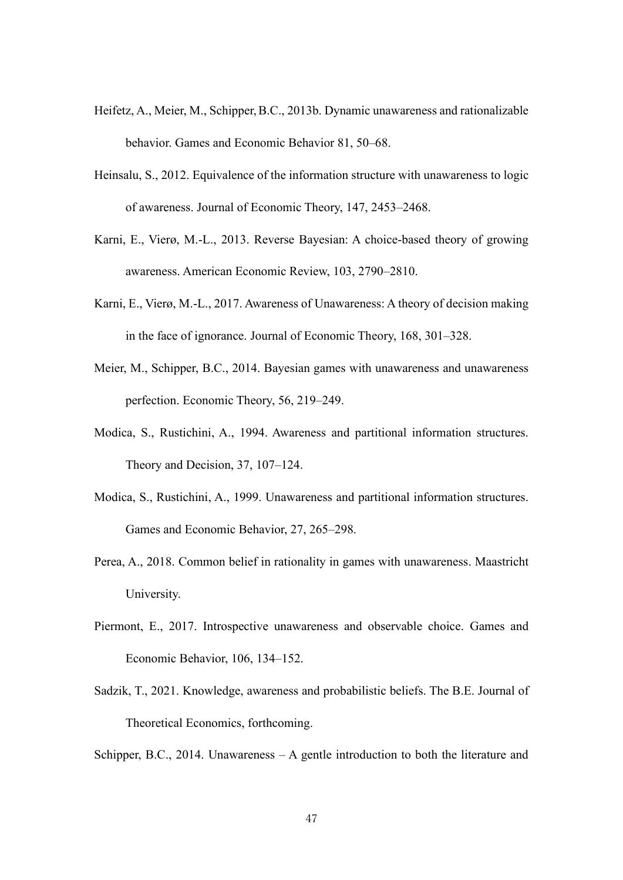Heifetz, A., Meier, M., Schipper, B.C., 2013b. Dynamic unawareness and rationalizable behavior. Games and Economic Behavior 81, 50–68.

Heinsalu, S., 2012. Equivalence of the information structure with unawareness to logic of awareness. Journal of Economic Theory, 147, 2453–2468.

Karni, E., Vierø, M.-L., 2013. Reverse Bayesian: A choice-based theory of growing awareness. American Economic Review, 103, 2790–2810.

Karni, E., Vierø, M.-L., 2017. Awareness of Unawareness: A theory of decision making in the face of ignorance. Journal of Economic Theory, 168, 301–328.

Meier, M., Schipper, B.C., 2014. Bayesian games with unawareness and unawareness perfection. Economic Theory, 56, 219–249.

Modica, S., Rustichini, A., 1994. Awareness and partitional information structures. Theory and Decision, 37, 107–124.

Modica, S., Rustichini, A., 1999. Unawareness and partitional information structures. Games and Economic Behavior, 27, 265–298.

Perea, A., 2018. Common belief in rationality in games with unawareness. Maastricht University.

Piermont, E., 2017. Introspective unawareness and observable choice. Games and Economic Behavior, 106, 134–152.

Sadzik, T., 2021. Knowledge, awareness and probabilistic beliefs. The B.E. Journal of Theoretical Economics, forthcoming.

Schipper, B.C., 2014. Unawareness – A gentle introduction to both the literature and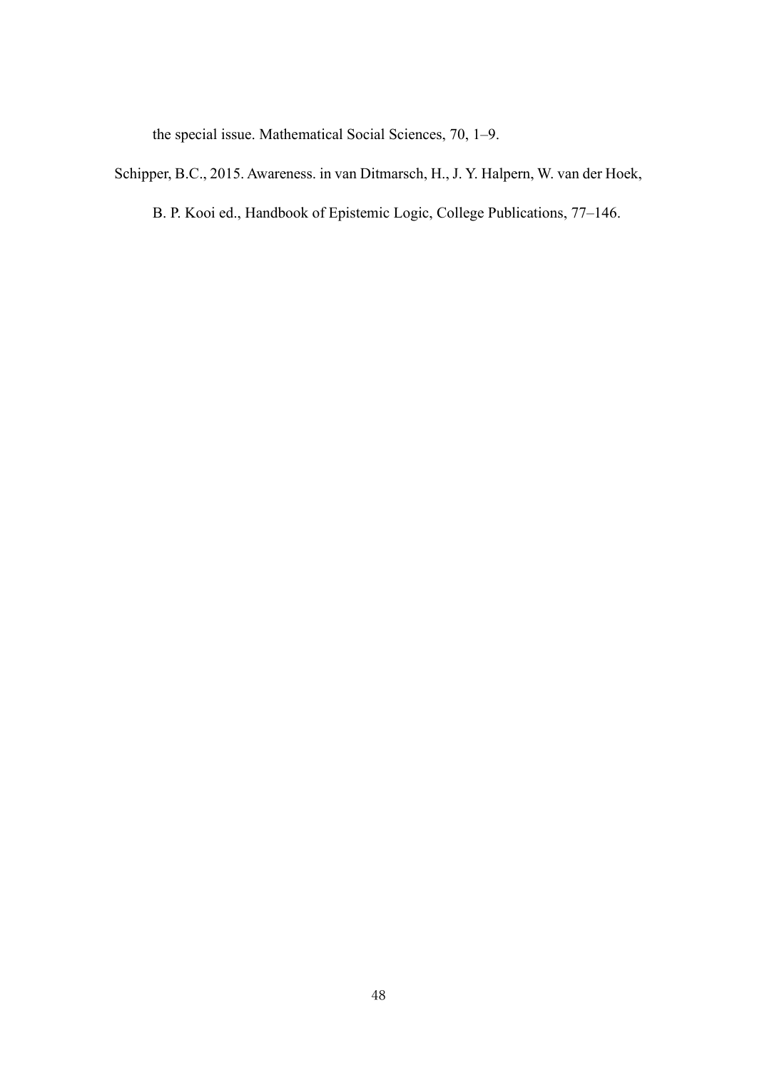the special issue. Mathematical Social Sciences, 70, 1–9.

Schipper, B.C., 2015. Awareness. in van Ditmarsch, H., J. Y. Halpern, W. van der Hoek, B. P. Kooi ed., Handbook of Epistemic Logic, College Publications, 77–146.